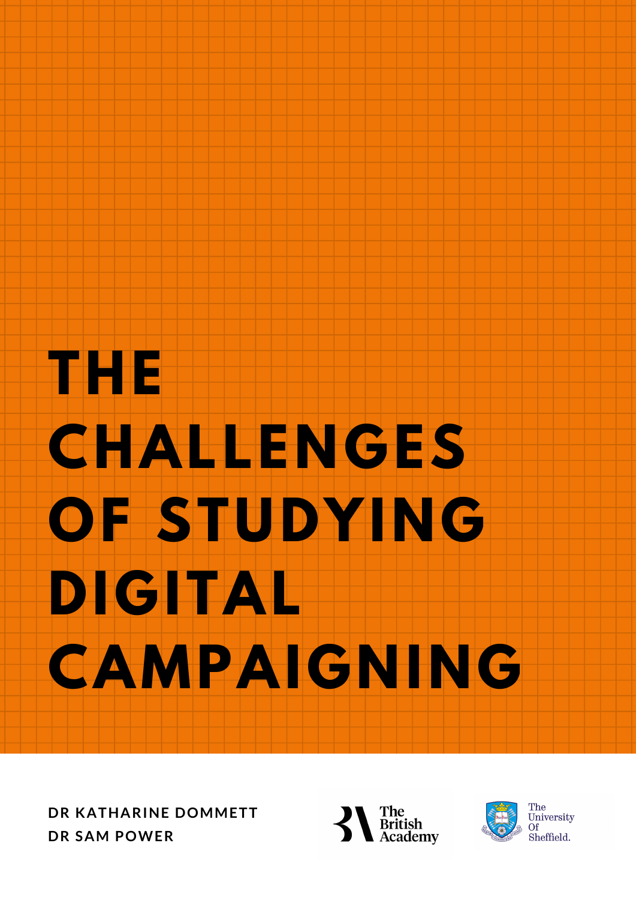# THE CHALLENGES OF STUDYING DIGITAL CAMPAIGNING

**DR KATHARINE DOMMETT**
**DR SAM POWER**

The British Academy

The University Of Sheffield.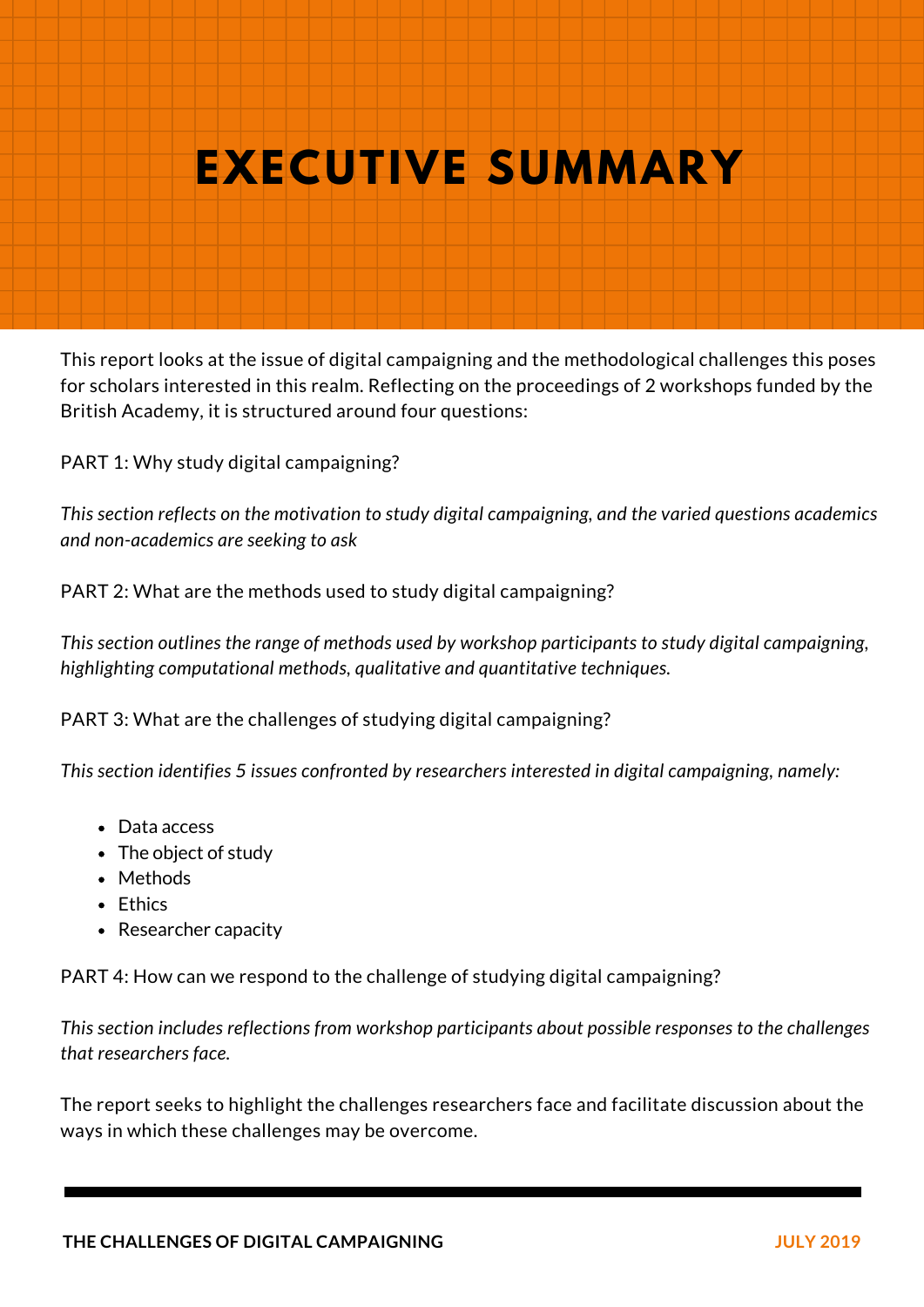# EXECUTIVE SUMMARY

This report looks at the issue of digital campaigning and the methodological challenges this poses for scholars interested in this realm. Reflecting on the proceedings of 2 workshops funded by the British Academy, it is structured around four questions:

PART 1: Why study digital campaigning?

*This section reflects on the motivation to study digital campaigning, and the varied questions academics and non-academics are seeking to ask*

PART 2: What are the methods used to study digital campaigning?

*This section outlines the range of methods used by workshop participants to study digital campaigning, highlighting computational methods, qualitative and quantitative techniques.*

PART 3: What are the challenges of studying digital campaigning?

*This section identifies 5 issues confronted by researchers interested in digital campaigning, namely:*

- Data access
- The object of study
- Methods
- Ethics
- Researcher capacity

PART 4: How can we respond to the challenge of studying digital campaigning?

*This section includes reflections from workshop participants about possible responses to the challenges that researchers face.*

The report seeks to highlight the challenges researchers face and facilitate discussion about the ways in which these challenges may be overcome.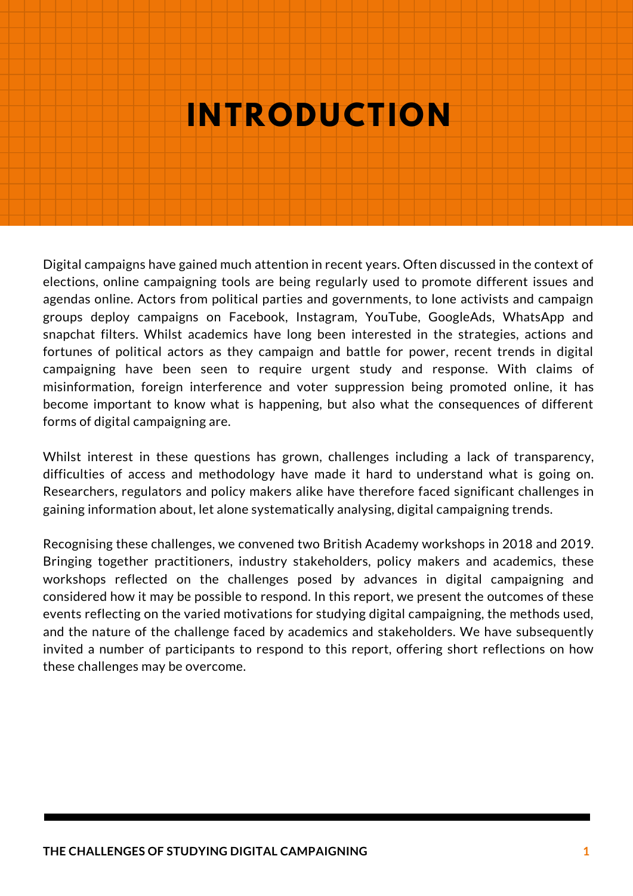# INTRODUCTION

Digital campaigns have gained much attention in recent years. Often discussed in the context of elections, online campaigning tools are being regularly used to promote different issues and agendas online. Actors from political parties and governments, to lone activists and campaign groups deploy campaigns on Facebook, Instagram, YouTube, GoogleAds, WhatsApp and snapchat filters. Whilst academics have long been interested in the strategies, actions and fortunes of political actors as they campaign and battle for power, recent trends in digital campaigning have been seen to require urgent study and response. With claims of misinformation, foreign interference and voter suppression being promoted online, it has become important to know what is happening, but also what the consequences of different forms of digital campaigning are.

Whilst interest in these questions has grown, challenges including a lack of transparency, difficulties of access and methodology have made it hard to understand what is going on. Researchers, regulators and policy makers alike have therefore faced significant challenges in gaining information about, let alone systematically analysing, digital campaigning trends.

Recognising these challenges, we convened two British Academy workshops in 2018 and 2019. Bringing together practitioners, industry stakeholders, policy makers and academics, these workshops reflected on the challenges posed by advances in digital campaigning and considered how it may be possible to respond. In this report, we present the outcomes of these events reflecting on the varied motivations for studying digital campaigning, the methods used, and the nature of the challenge faced by academics and stakeholders. We have subsequently invited a number of participants to respond to this report, offering short reflections on how these challenges may be overcome.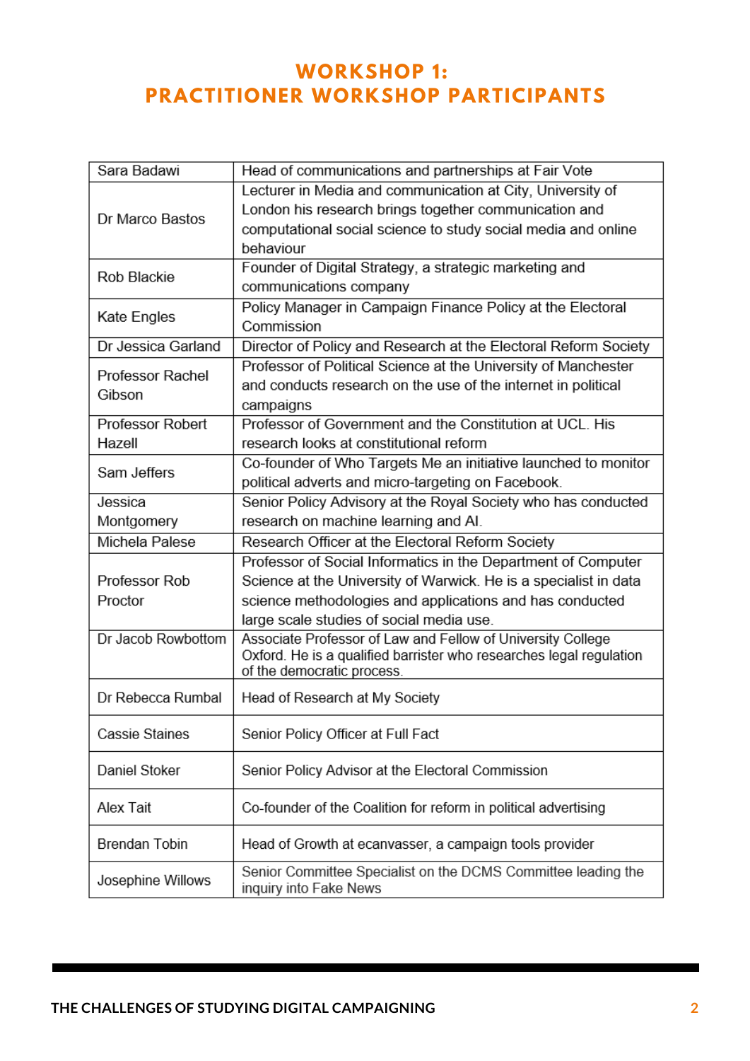# WORKSHOP 1: PRACTITIONER WORKSHOP PARTICIPANTS

| Name | Description |
|---|---|
| Sara Badawi | Head of communications and partnerships at Fair Vote |
| Dr Marco Bastos | Lecturer in Media and communication at City, University of London his research brings together communication and computational social science to study social media and online behaviour |
| Rob Blackie | Founder of Digital Strategy, a strategic marketing and communications company |
| Kate Engles | Policy Manager in Campaign Finance Policy at the Electoral Commission |
| Dr Jessica Garland | Director of Policy and Research at the Electoral Reform Society |
| Professor Rachel Gibson | Professor of Political Science at the University of Manchester and conducts research on the use of the internet in political campaigns |
| Professor Robert Hazell | Professor of Government and the Constitution at UCL. His research looks at constitutional reform |
| Sam Jeffers | Co-founder of Who Targets Me an initiative launched to monitor political adverts and micro-targeting on Facebook. |
| Jessica Montgomery | Senior Policy Advisory at the Royal Society who has conducted research on machine learning and AI. |
| Michela Palese | Research Officer at the Electoral Reform Society |
| Professor Rob Proctor | Professor of Social Informatics in the Department of Computer Science at the University of Warwick. He is a specialist in data science methodologies and applications and has conducted large scale studies of social media use. |
| Dr Jacob Rowbottom | Associate Professor of Law and Fellow of University College Oxford. He is a qualified barrister who researches legal regulation of the democratic process. |
| Dr Rebecca Rumbal | Head of Research at My Society |
| Cassie Staines | Senior Policy Officer at Full Fact |
| Daniel Stoker | Senior Policy Advisor at the Electoral Commission |
| Alex Tait | Co-founder of the Coalition for reform in political advertising |
| Brendan Tobin | Head of Growth at ecanvasser, a campaign tools provider |
| Josephine Willows | Senior Committee Specialist on the DCMS Committee leading the inquiry into Fake News |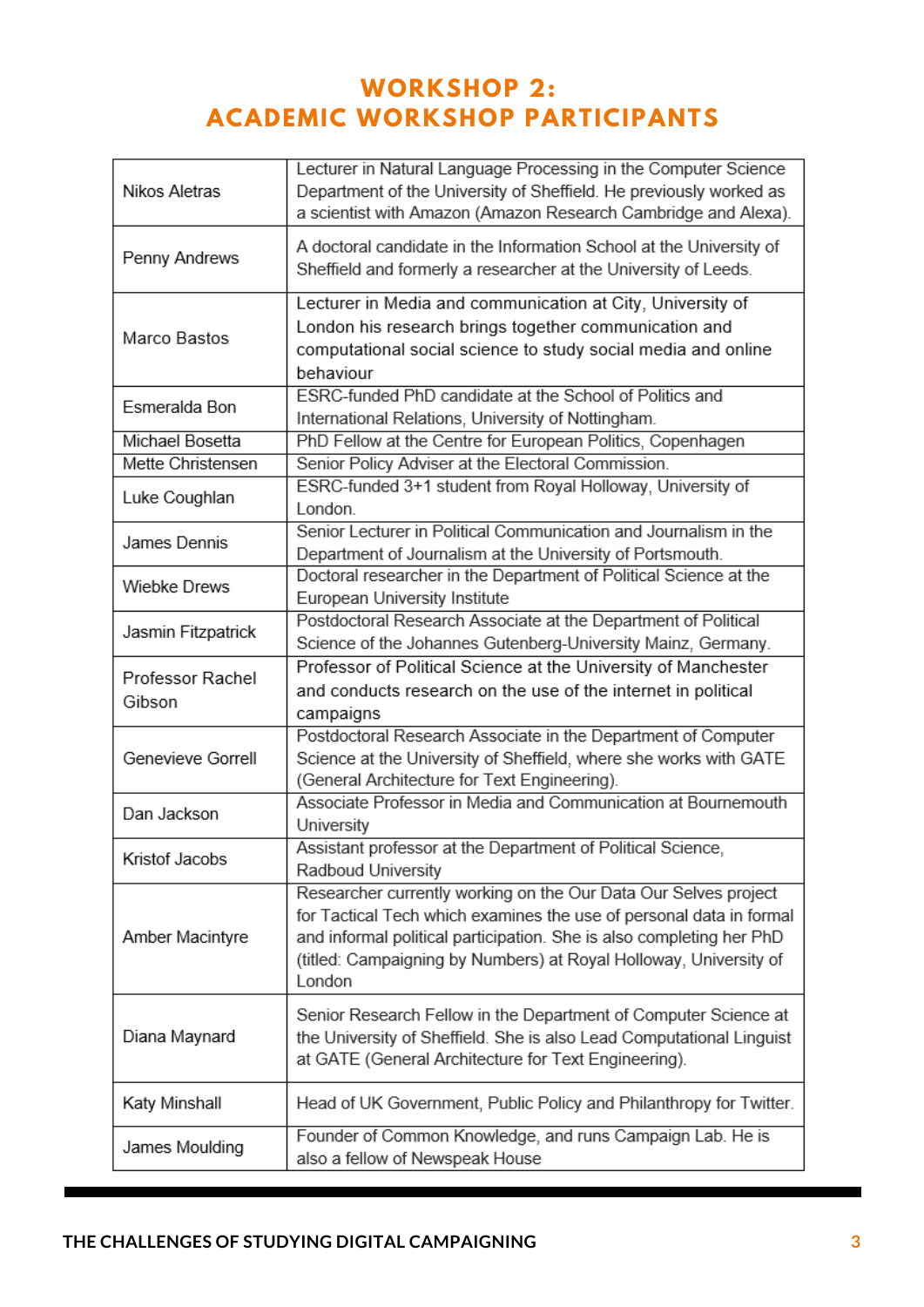# WORKSHOP 2:
# ACADEMIC WORKSHOP PARTICIPANTS

| Name | Description |
|---|---|
| Nikos Aletras | Lecturer in Natural Language Processing in the Computer Science Department of the University of Sheffield. He previously worked as a scientist with Amazon (Amazon Research Cambridge and Alexa). |
| Penny Andrews | A doctoral candidate in the Information School at the University of Sheffield and formerly a researcher at the University of Leeds. |
| Marco Bastos | Lecturer in Media and communication at City, University of London his research brings together communication and computational social science to study social media and online behaviour |
| Esmeralda Bon | ESRC-funded PhD candidate at the School of Politics and International Relations, University of Nottingham. |
| Michael Bosetta | PhD Fellow at the Centre for European Politics, Copenhagen |
| Mette Christensen | Senior Policy Adviser at the Electoral Commission. |
| Luke Coughlan | ESRC-funded 3+1 student from Royal Holloway, University of London. |
| James Dennis | Senior Lecturer in Political Communication and Journalism in the Department of Journalism at the University of Portsmouth. |
| Wiebke Drews | Doctoral researcher in the Department of Political Science at the European University Institute |
| Jasmin Fitzpatrick | Postdoctoral Research Associate at the Department of Political Science of the Johannes Gutenberg-University Mainz, Germany. |
| Professor Rachel Gibson | Professor of Political Science at the University of Manchester and conducts research on the use of the internet in political campaigns |
| Genevieve Gorrell | Postdoctoral Research Associate in the Department of Computer Science at the University of Sheffield, where she works with GATE (General Architecture for Text Engineering). |
| Dan Jackson | Associate Professor in Media and Communication at Bournemouth University |
| Kristof Jacobs | Assistant professor at the Department of Political Science, Radboud University |
| Amber Macintyre | Researcher currently working on the Our Data Our Selves project for Tactical Tech which examines the use of personal data in formal and informal political participation. She is also completing her PhD (titled: Campaigning by Numbers) at Royal Holloway, University of London |
| Diana Maynard | Senior Research Fellow in the Department of Computer Science at the University of Sheffield. She is also Lead Computational Linguist at GATE (General Architecture for Text Engineering). |
| Katy Minshall | Head of UK Government, Public Policy and Philanthropy for Twitter. |
| James Moulding | Founder of Common Knowledge, and runs Campaign Lab. He is also a fellow of Newspeak House |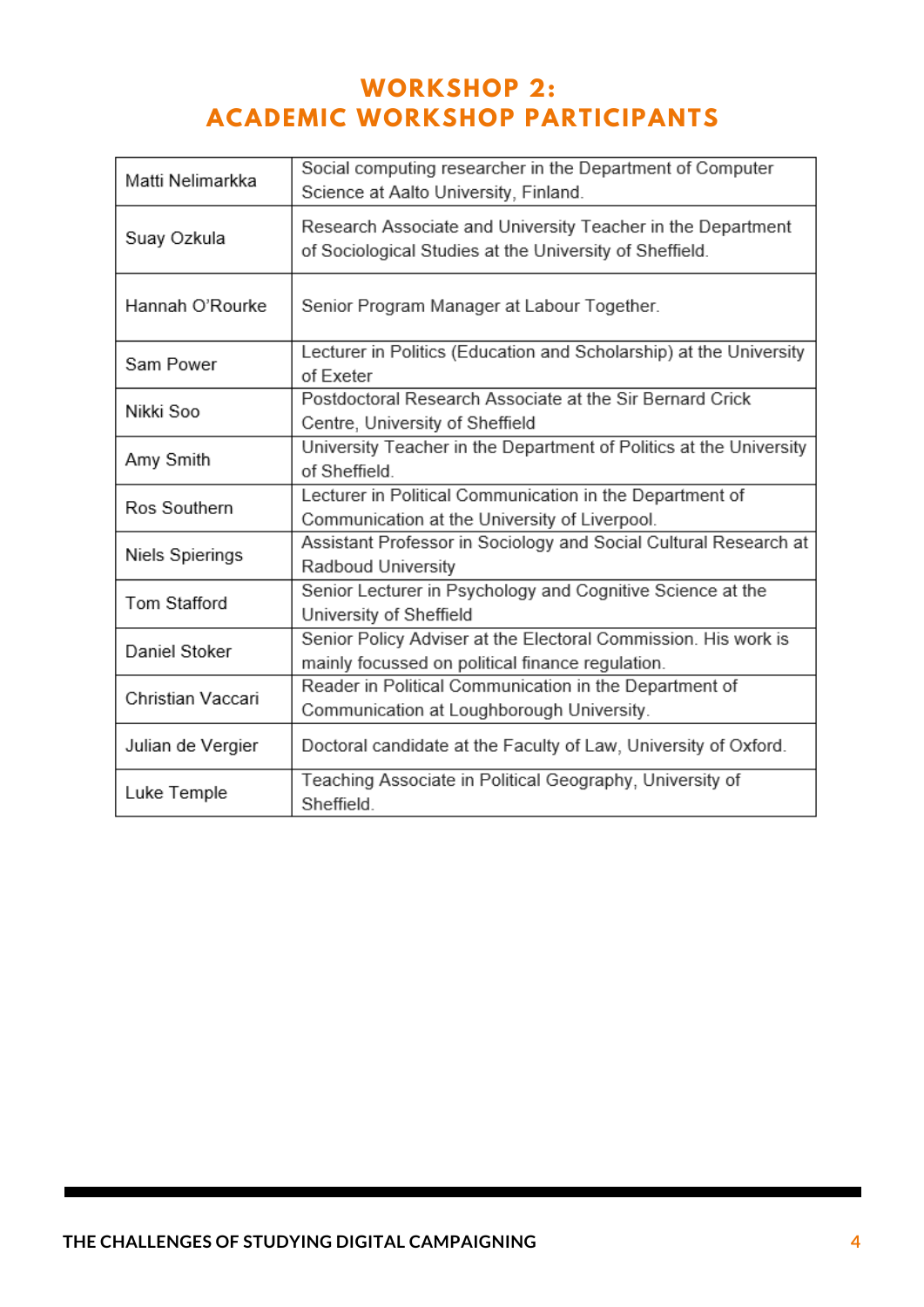# WORKSHOP 2:
# ACADEMIC WORKSHOP PARTICIPANTS

| | |
|---|---|
| Matti Nelimarkka | Social computing researcher in the Department of Computer Science at Aalto University, Finland. |
| Suay Ozkula | Research Associate and University Teacher in the Department of Sociological Studies at the University of Sheffield. |
| Hannah O'Rourke | Senior Program Manager at Labour Together. |
| Sam Power | Lecturer in Politics (Education and Scholarship) at the University of Exeter |
| Nikki Soo | Postdoctoral Research Associate at the Sir Bernard Crick Centre, University of Sheffield |
| Amy Smith | University Teacher in the Department of Politics at the University of Sheffield. |
| Ros Southern | Lecturer in Political Communication in the Department of Communication at the University of Liverpool. |
| Niels Spierings | Assistant Professor in Sociology and Social Cultural Research at Radboud University |
| Tom Stafford | Senior Lecturer in Psychology and Cognitive Science at the University of Sheffield |
| Daniel Stoker | Senior Policy Adviser at the Electoral Commission. His work is mainly focussed on political finance regulation. |
| Christian Vaccari | Reader in Political Communication in the Department of Communication at Loughborough University. |
| Julian de Vergier | Doctoral candidate at the Faculty of Law, University of Oxford. |
| Luke Temple | Teaching Associate in Political Geography, University of Sheffield. |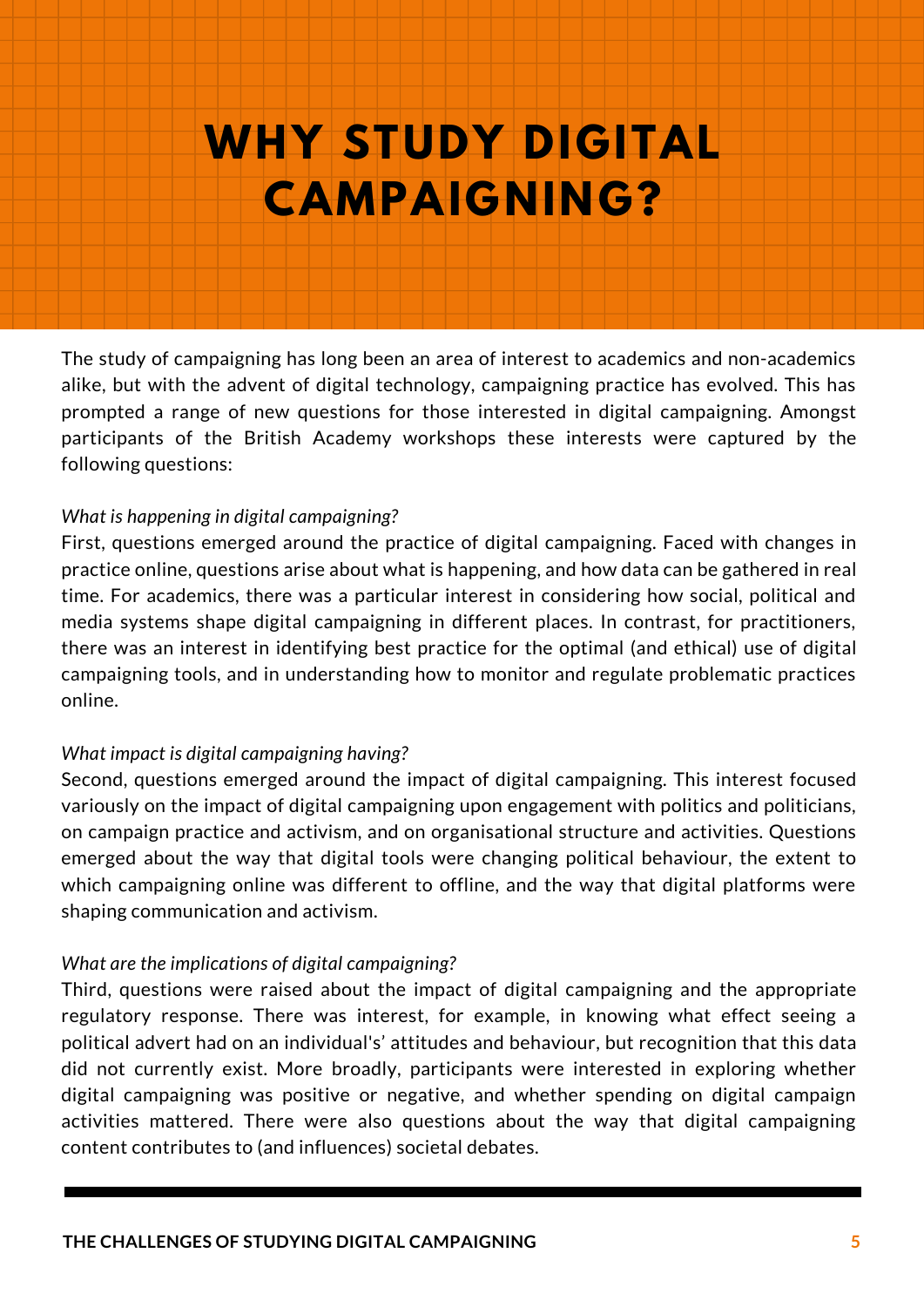# WHY STUDY DIGITAL CAMPAIGNING?

The study of campaigning has long been an area of interest to academics and non-academics alike, but with the advent of digital technology, campaigning practice has evolved. This has prompted a range of new questions for those interested in digital campaigning. Amongst participants of the British Academy workshops these interests were captured by the following questions:

*What is happening in digital campaigning?*

First, questions emerged around the practice of digital campaigning. Faced with changes in practice online, questions arise about what is happening, and how data can be gathered in real time. For academics, there was a particular interest in considering how social, political and media systems shape digital campaigning in different places. In contrast, for practitioners, there was an interest in identifying best practice for the optimal (and ethical) use of digital campaigning tools, and in understanding how to monitor and regulate problematic practices online.

*What impact is digital campaigning having?*

Second, questions emerged around the impact of digital campaigning. This interest focused variously on the impact of digital campaigning upon engagement with politics and politicians, on campaign practice and activism, and on organisational structure and activities. Questions emerged about the way that digital tools were changing political behaviour, the extent to which campaigning online was different to offline, and the way that digital platforms were shaping communication and activism.

*What are the implications of digital campaigning?*

Third, questions were raised about the impact of digital campaigning and the appropriate regulatory response. There was interest, for example, in knowing what effect seeing a political advert had on an individual's' attitudes and behaviour, but recognition that this data did not currently exist. More broadly, participants were interested in exploring whether digital campaigning was positive or negative, and whether spending on digital campaign activities mattered. There were also questions about the way that digital campaigning content contributes to (and influences) societal debates.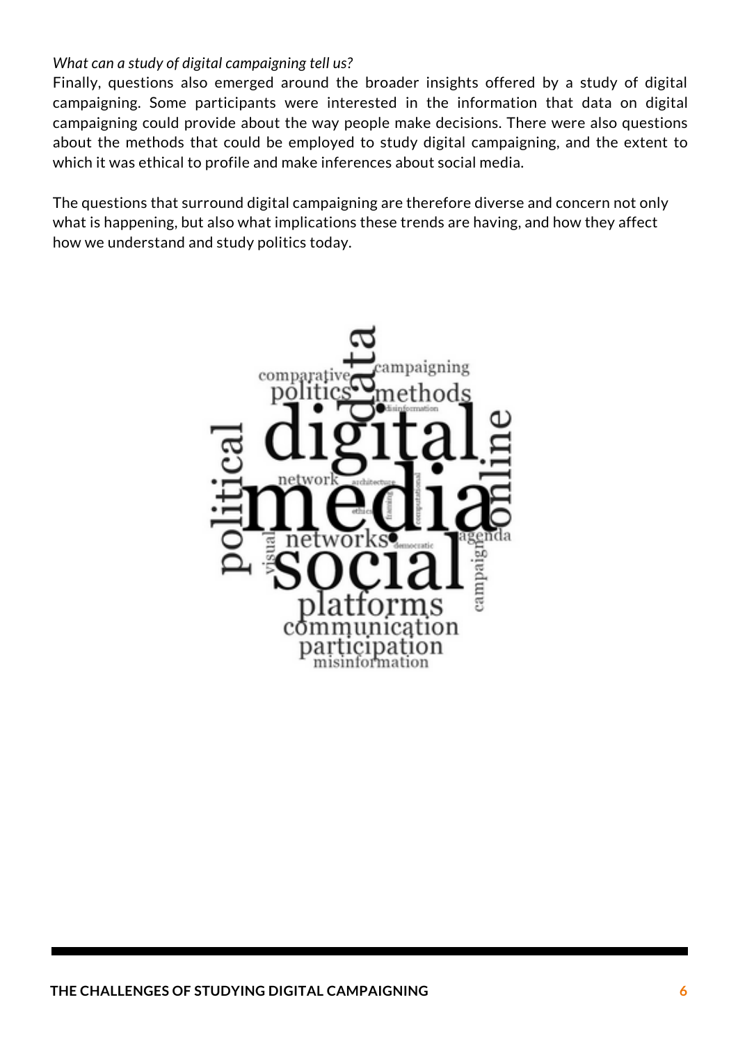*What can a study of digital campaigning tell us?*

Finally, questions also emerged around the broader insights offered by a study of digital campaigning. Some participants were interested in the information that data on digital campaigning could provide about the way people make decisions. There were also questions about the methods that could be employed to study digital campaigning, and the extent to which it was ethical to profile and make inferences about social media.

The questions that surround digital campaigning are therefore diverse and concern not only what is happening, but also what implications these trends are having, and how they affect how we understand and study politics today.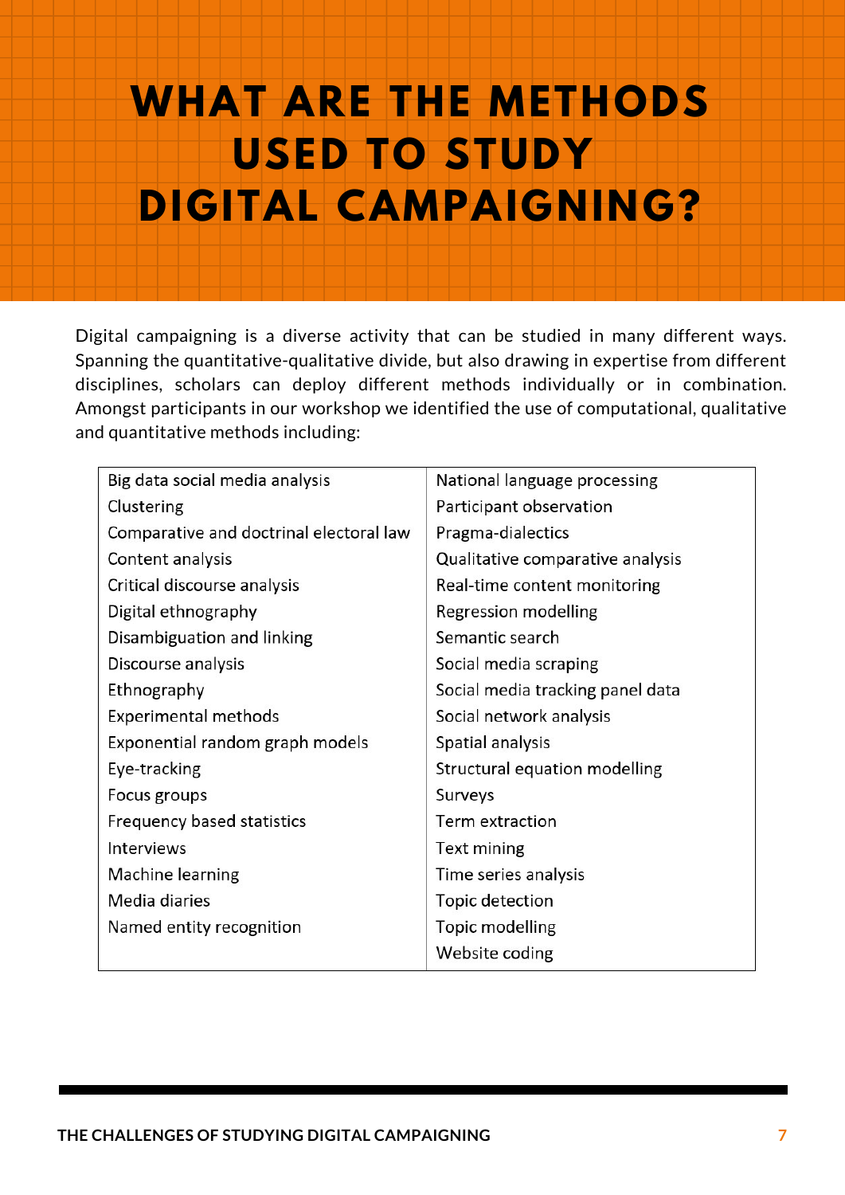# WHAT ARE THE METHODS USED TO STUDY DIGITAL CAMPAIGNING?

Digital campaigning is a diverse activity that can be studied in many different ways. Spanning the quantitative-qualitative divide, but also drawing in expertise from different disciplines, scholars can deploy different methods individually or in combination. Amongst participants in our workshop we identified the use of computational, qualitative and quantitative methods including:

| | |
|---|---|
| Big data social media analysis | National language processing |
| Clustering | Participant observation |
| Comparative and doctrinal electoral law | Pragma-dialectics |
| Content analysis | Qualitative comparative analysis |
| Critical discourse analysis | Real-time content monitoring |
| Digital ethnography | Regression modelling |
| Disambiguation and linking | Semantic search |
| Discourse analysis | Social media scraping |
| Ethnography | Social media tracking panel data |
| Experimental methods | Social network analysis |
| Exponential random graph models | Spatial analysis |
| Eye-tracking | Structural equation modelling |
| Focus groups | Surveys |
| Frequency based statistics | Term extraction |
| Interviews | Text mining |
| Machine learning | Time series analysis |
| Media diaries | Topic detection |
| Named entity recognition | Topic modelling |
| | Website coding |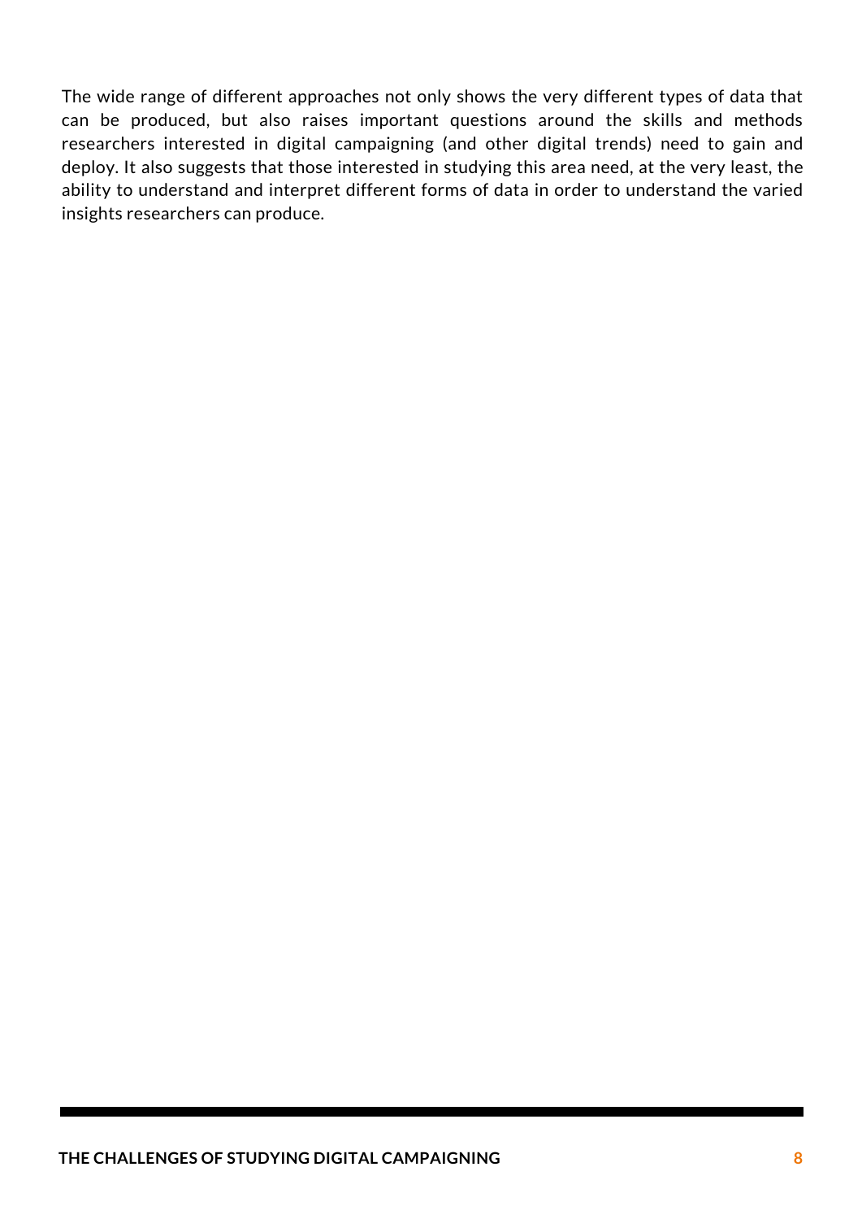The wide range of different approaches not only shows the very different types of data that can be produced, but also raises important questions around the skills and methods researchers interested in digital campaigning (and other digital trends) need to gain and deploy. It also suggests that those interested in studying this area need, at the very least, the ability to understand and interpret different forms of data in order to understand the varied insights researchers can produce.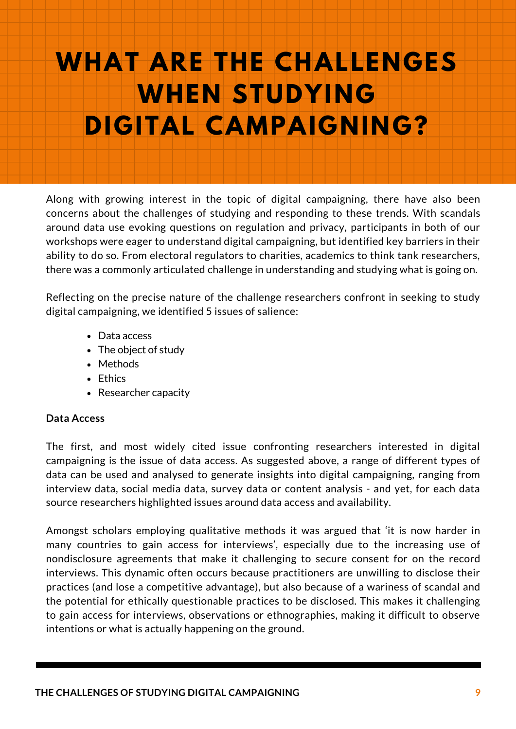# WHAT ARE THE CHALLENGES WHEN STUDYING DIGITAL CAMPAIGNING?

Along with growing interest in the topic of digital campaigning, there have also been concerns about the challenges of studying and responding to these trends. With scandals around data use evoking questions on regulation and privacy, participants in both of our workshops were eager to understand digital campaigning, but identified key barriers in their ability to do so. From electoral regulators to charities, academics to think tank researchers, there was a commonly articulated challenge in understanding and studying what is going on.

Reflecting on the precise nature of the challenge researchers confront in seeking to study digital campaigning, we identified 5 issues of salience:

- Data access
- The object of study
- Methods
- Ethics
- Researcher capacity

**Data Access**

The first, and most widely cited issue confronting researchers interested in digital campaigning is the issue of data access. As suggested above, a range of different types of data can be used and analysed to generate insights into digital campaigning, ranging from interview data, social media data, survey data or content analysis - and yet, for each data source researchers highlighted issues around data access and availability.

Amongst scholars employing qualitative methods it was argued that 'it is now harder in many countries to gain access for interviews', especially due to the increasing use of nondisclosure agreements that make it challenging to secure consent for on the record interviews. This dynamic often occurs because practitioners are unwilling to disclose their practices (and lose a competitive advantage), but also because of a wariness of scandal and the potential for ethically questionable practices to be disclosed. This makes it challenging to gain access for interviews, observations or ethnographies, making it difficult to observe intentions or what is actually happening on the ground.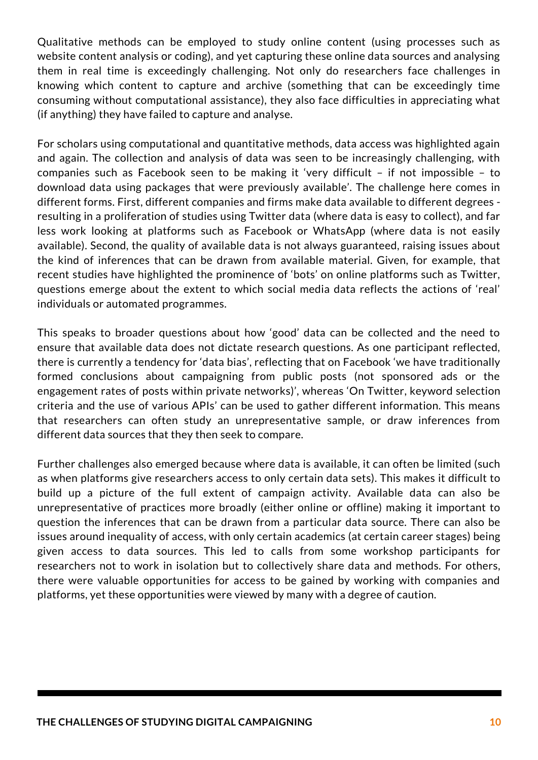Qualitative methods can be employed to study online content (using processes such as website content analysis or coding), and yet capturing these online data sources and analysing them in real time is exceedingly challenging. Not only do researchers face challenges in knowing which content to capture and archive (something that can be exceedingly time consuming without computational assistance), they also face difficulties in appreciating what (if anything) they have failed to capture and analyse.

For scholars using computational and quantitative methods, data access was highlighted again and again. The collection and analysis of data was seen to be increasingly challenging, with companies such as Facebook seen to be making it 'very difficult – if not impossible – to download data using packages that were previously available'. The challenge here comes in different forms. First, different companies and firms make data available to different degrees - resulting in a proliferation of studies using Twitter data (where data is easy to collect), and far less work looking at platforms such as Facebook or WhatsApp (where data is not easily available). Second, the quality of available data is not always guaranteed, raising issues about the kind of inferences that can be drawn from available material. Given, for example, that recent studies have highlighted the prominence of 'bots' on online platforms such as Twitter, questions emerge about the extent to which social media data reflects the actions of 'real' individuals or automated programmes.

This speaks to broader questions about how 'good' data can be collected and the need to ensure that available data does not dictate research questions. As one participant reflected, there is currently a tendency for 'data bias', reflecting that on Facebook 'we have traditionally formed conclusions about campaigning from public posts (not sponsored ads or the engagement rates of posts within private networks)', whereas 'On Twitter, keyword selection criteria and the use of various APIs' can be used to gather different information. This means that researchers can often study an unrepresentative sample, or draw inferences from different data sources that they then seek to compare.

Further challenges also emerged because where data is available, it can often be limited (such as when platforms give researchers access to only certain data sets). This makes it difficult to build up a picture of the full extent of campaign activity. Available data can also be unrepresentative of practices more broadly (either online or offline) making it important to question the inferences that can be drawn from a particular data source. There can also be issues around inequality of access, with only certain academics (at certain career stages) being given access to data sources. This led to calls from some workshop participants for researchers not to work in isolation but to collectively share data and methods. For others, there were valuable opportunities for access to be gained by working with companies and platforms, yet these opportunities were viewed by many with a degree of caution.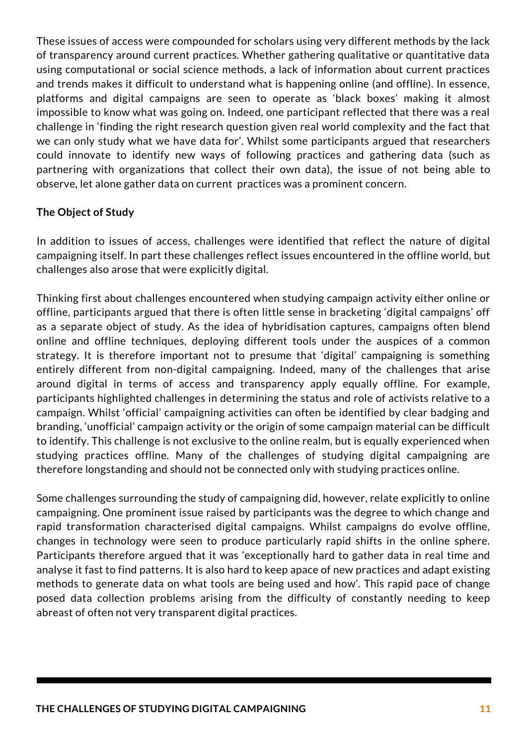These issues of access were compounded for scholars using very different methods by the lack of transparency around current practices. Whether gathering qualitative or quantitative data using computational or social science methods, a lack of information about current practices and trends makes it difficult to understand what is happening online (and offline). In essence, platforms and digital campaigns are seen to operate as 'black boxes' making it almost impossible to know what was going on. Indeed, one participant reflected that there was a real challenge in 'finding the right research question given real world complexity and the fact that we can only study what we have data for'. Whilst some participants argued that researchers could innovate to identify new ways of following practices and gathering data (such as partnering with organizations that collect their own data), the issue of not being able to observe, let alone gather data on current practices was a prominent concern.

**The Object of Study**

In addition to issues of access, challenges were identified that reflect the nature of digital campaigning itself. In part these challenges reflect issues encountered in the offline world, but challenges also arose that were explicitly digital.

Thinking first about challenges encountered when studying campaign activity either online or offline, participants argued that there is often little sense in bracketing 'digital campaigns' off as a separate object of study. As the idea of hybridisation captures, campaigns often blend online and offline techniques, deploying different tools under the auspices of a common strategy. It is therefore important not to presume that 'digital' campaigning is something entirely different from non-digital campaigning. Indeed, many of the challenges that arise around digital in terms of access and transparency apply equally offline. For example, participants highlighted challenges in determining the status and role of activists relative to a campaign. Whilst 'official' campaigning activities can often be identified by clear badging and branding, 'unofficial' campaign activity or the origin of some campaign material can be difficult to identify. This challenge is not exclusive to the online realm, but is equally experienced when studying practices offline. Many of the challenges of studying digital campaigning are therefore longstanding and should not be connected only with studying practices online.

Some challenges surrounding the study of campaigning did, however, relate explicitly to online campaigning. One prominent issue raised by participants was the degree to which change and rapid transformation characterised digital campaigns. Whilst campaigns do evolve offline, changes in technology were seen to produce particularly rapid shifts in the online sphere. Participants therefore argued that it was 'exceptionally hard to gather data in real time and analyse it fast to find patterns. It is also hard to keep apace of new practices and adapt existing methods to generate data on what tools are being used and how'. This rapid pace of change posed data collection problems arising from the difficulty of constantly needing to keep abreast of often not very transparent digital practices.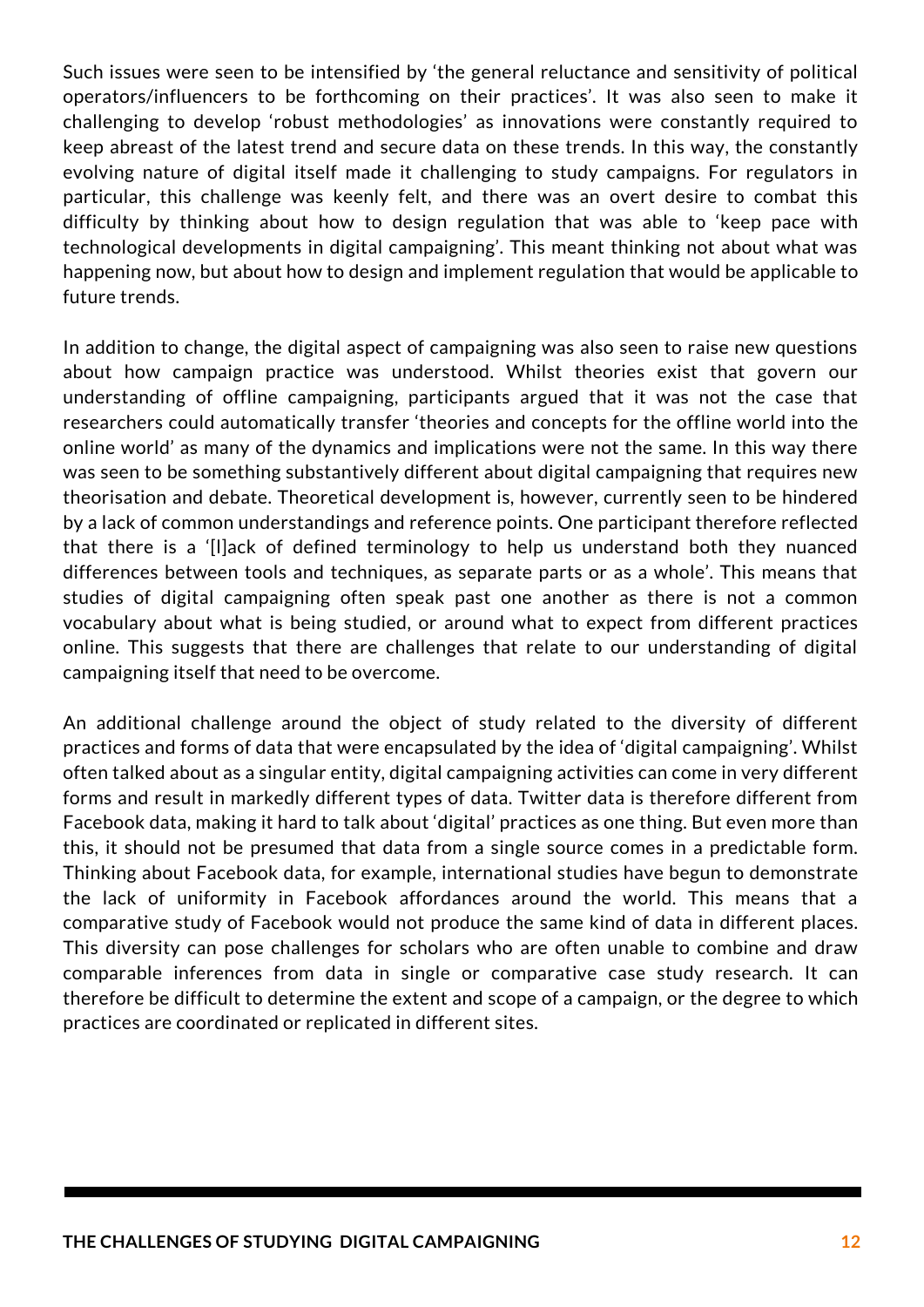Such issues were seen to be intensified by 'the general reluctance and sensitivity of political operators/influencers to be forthcoming on their practices'. It was also seen to make it challenging to develop 'robust methodologies' as innovations were constantly required to keep abreast of the latest trend and secure data on these trends. In this way, the constantly evolving nature of digital itself made it challenging to study campaigns. For regulators in particular, this challenge was keenly felt, and there was an overt desire to combat this difficulty by thinking about how to design regulation that was able to 'keep pace with technological developments in digital campaigning'. This meant thinking not about what was happening now, but about how to design and implement regulation that would be applicable to future trends.

In addition to change, the digital aspect of campaigning was also seen to raise new questions about how campaign practice was understood. Whilst theories exist that govern our understanding of offline campaigning, participants argued that it was not the case that researchers could automatically transfer 'theories and concepts for the offline world into the online world' as many of the dynamics and implications were not the same. In this way there was seen to be something substantively different about digital campaigning that requires new theorisation and debate. Theoretical development is, however, currently seen to be hindered by a lack of common understandings and reference points. One participant therefore reflected that there is a '[l]ack of defined terminology to help us understand both they nuanced differences between tools and techniques, as separate parts or as a whole'. This means that studies of digital campaigning often speak past one another as there is not a common vocabulary about what is being studied, or around what to expect from different practices online. This suggests that there are challenges that relate to our understanding of digital campaigning itself that need to be overcome.

An additional challenge around the object of study related to the diversity of different practices and forms of data that were encapsulated by the idea of 'digital campaigning'. Whilst often talked about as a singular entity, digital campaigning activities can come in very different forms and result in markedly different types of data. Twitter data is therefore different from Facebook data, making it hard to talk about 'digital' practices as one thing. But even more than this, it should not be presumed that data from a single source comes in a predictable form. Thinking about Facebook data, for example, international studies have begun to demonstrate the lack of uniformity in Facebook affordances around the world. This means that a comparative study of Facebook would not produce the same kind of data in different places. This diversity can pose challenges for scholars who are often unable to combine and draw comparable inferences from data in single or comparative case study research. It can therefore be difficult to determine the extent and scope of a campaign, or the degree to which practices are coordinated or replicated in different sites.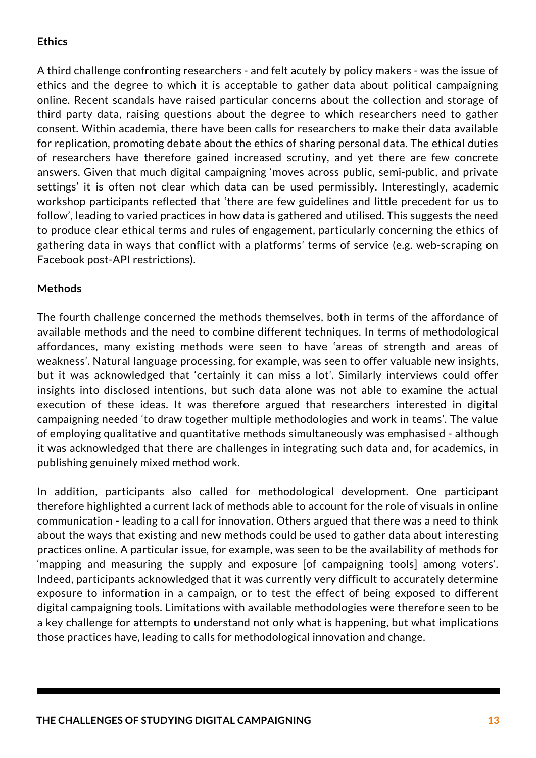### Ethics

A third challenge confronting researchers - and felt acutely by policy makers - was the issue of ethics and the degree to which it is acceptable to gather data about political campaigning online. Recent scandals have raised particular concerns about the collection and storage of third party data, raising questions about the degree to which researchers need to gather consent. Within academia, there have been calls for researchers to make their data available for replication, promoting debate about the ethics of sharing personal data. The ethical duties of researchers have therefore gained increased scrutiny, and yet there are few concrete answers. Given that much digital campaigning 'moves across public, semi-public, and private settings' it is often not clear which data can be used permissibly. Interestingly, academic workshop participants reflected that 'there are few guidelines and little precedent for us to follow', leading to varied practices in how data is gathered and utilised. This suggests the need to produce clear ethical terms and rules of engagement, particularly concerning the ethics of gathering data in ways that conflict with a platforms' terms of service (e.g. web-scraping on Facebook post-API restrictions).

### Methods

The fourth challenge concerned the methods themselves, both in terms of the affordance of available methods and the need to combine different techniques. In terms of methodological affordances, many existing methods were seen to have 'areas of strength and areas of weakness'. Natural language processing, for example, was seen to offer valuable new insights, but it was acknowledged that 'certainly it can miss a lot'. Similarly interviews could offer insights into disclosed intentions, but such data alone was not able to examine the actual execution of these ideas. It was therefore argued that researchers interested in digital campaigning needed 'to draw together multiple methodologies and work in teams'. The value of employing qualitative and quantitative methods simultaneously was emphasised - although it was acknowledged that there are challenges in integrating such data and, for academics, in publishing genuinely mixed method work.

In addition, participants also called for methodological development. One participant therefore highlighted a current lack of methods able to account for the role of visuals in online communication - leading to a call for innovation. Others argued that there was a need to think about the ways that existing and new methods could be used to gather data about interesting practices online. A particular issue, for example, was seen to be the availability of methods for 'mapping and measuring the supply and exposure [of campaigning tools] among voters'. Indeed, participants acknowledged that it was currently very difficult to accurately determine exposure to information in a campaign, or to test the effect of being exposed to different digital campaigning tools. Limitations with available methodologies were therefore seen to be a key challenge for attempts to understand not only what is happening, but what implications those practices have, leading to calls for methodological innovation and change.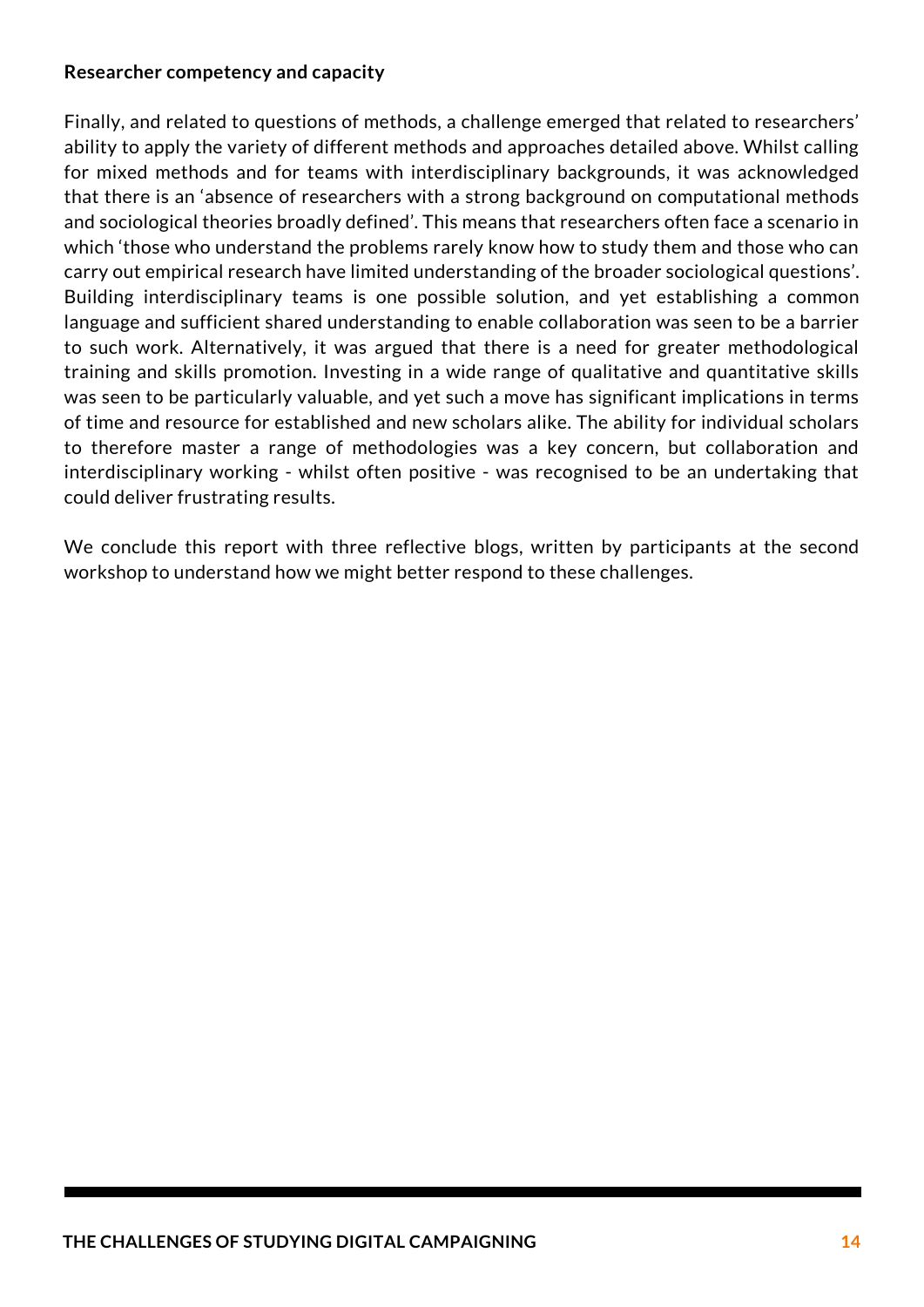### Researcher competency and capacity

Finally, and related to questions of methods, a challenge emerged that related to researchers' ability to apply the variety of different methods and approaches detailed above. Whilst calling for mixed methods and for teams with interdisciplinary backgrounds, it was acknowledged that there is an 'absence of researchers with a strong background on computational methods and sociological theories broadly defined'. This means that researchers often face a scenario in which 'those who understand the problems rarely know how to study them and those who can carry out empirical research have limited understanding of the broader sociological questions'. Building interdisciplinary teams is one possible solution, and yet establishing a common language and sufficient shared understanding to enable collaboration was seen to be a barrier to such work. Alternatively, it was argued that there is a need for greater methodological training and skills promotion. Investing in a wide range of qualitative and quantitative skills was seen to be particularly valuable, and yet such a move has significant implications in terms of time and resource for established and new scholars alike. The ability for individual scholars to therefore master a range of methodologies was a key concern, but collaboration and interdisciplinary working - whilst often positive - was recognised to be an undertaking that could deliver frustrating results.

We conclude this report with three reflective blogs, written by participants at the second workshop to understand how we might better respond to these challenges.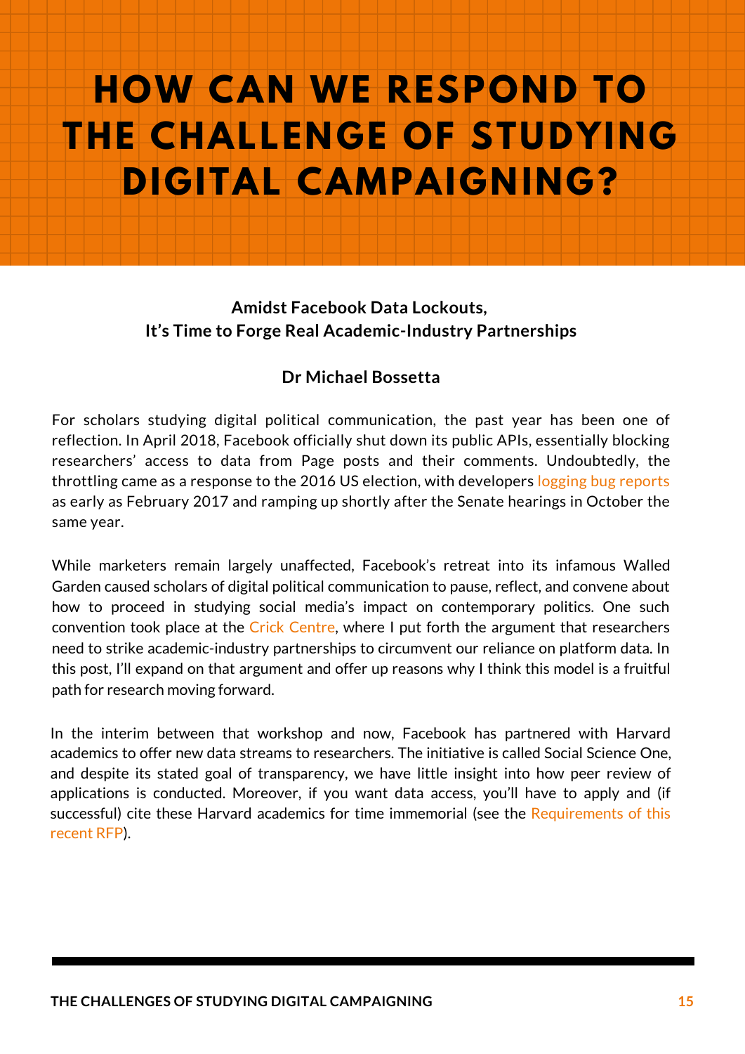# HOW CAN WE RESPOND TO THE CHALLENGE OF STUDYING DIGITAL CAMPAIGNING?

## Amidst Facebook Data Lockouts, It's Time to Forge Real Academic-Industry Partnerships

### Dr Michael Bossetta

For scholars studying digital political communication, the past year has been one of reflection. In April 2018, Facebook officially shut down its public APIs, essentially blocking researchers' access to data from Page posts and their comments. Undoubtedly, the throttling came as a response to the 2016 US election, with developers logging bug reports as early as February 2017 and ramping up shortly after the Senate hearings in October the same year.

While marketers remain largely unaffected, Facebook's retreat into its infamous Walled Garden caused scholars of digital political communication to pause, reflect, and convene about how to proceed in studying social media's impact on contemporary politics. One such convention took place at the Crick Centre, where I put forth the argument that researchers need to strike academic-industry partnerships to circumvent our reliance on platform data. In this post, I'll expand on that argument and offer up reasons why I think this model is a fruitful path for research moving forward.

In the interim between that workshop and now, Facebook has partnered with Harvard academics to offer new data streams to researchers. The initiative is called Social Science One, and despite its stated goal of transparency, we have little insight into how peer review of applications is conducted. Moreover, if you want data access, you'll have to apply and (if successful) cite these Harvard academics for time immemorial (see the Requirements of this recent RFP).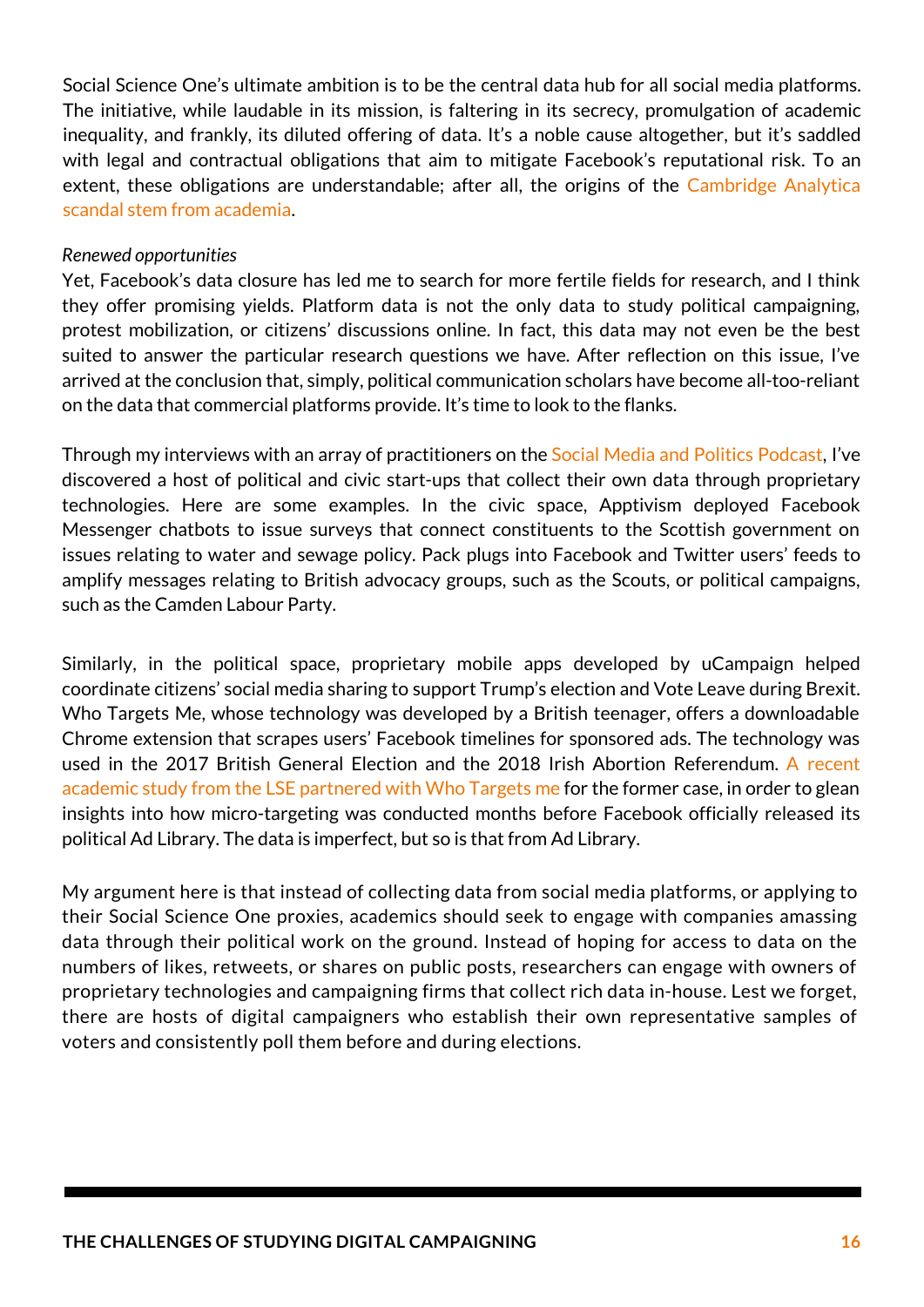Social Science One's ultimate ambition is to be the central data hub for all social media platforms. The initiative, while laudable in its mission, is faltering in its secrecy, promulgation of academic inequality, and frankly, its diluted offering of data. It's a noble cause altogether, but it's saddled with legal and contractual obligations that aim to mitigate Facebook's reputational risk. To an extent, these obligations are understandable; after all, the origins of the Cambridge Analytica scandal stem from academia.

*Renewed opportunities*

Yet, Facebook's data closure has led me to search for more fertile fields for research, and I think they offer promising yields. Platform data is not the only data to study political campaigning, protest mobilization, or citizens' discussions online. In fact, this data may not even be the best suited to answer the particular research questions we have. After reflection on this issue, I've arrived at the conclusion that, simply, political communication scholars have become all-too-reliant on the data that commercial platforms provide. It's time to look to the flanks.

Through my interviews with an array of practitioners on the Social Media and Politics Podcast, I've discovered a host of political and civic start-ups that collect their own data through proprietary technologies. Here are some examples. In the civic space, Apptivism deployed Facebook Messenger chatbots to issue surveys that connect constituents to the Scottish government on issues relating to water and sewage policy. Pack plugs into Facebook and Twitter users' feeds to amplify messages relating to British advocacy groups, such as the Scouts, or political campaigns, such as the Camden Labour Party.

Similarly, in the political space, proprietary mobile apps developed by uCampaign helped coordinate citizens' social media sharing to support Trump's election and Vote Leave during Brexit. Who Targets Me, whose technology was developed by a British teenager, offers a downloadable Chrome extension that scrapes users' Facebook timelines for sponsored ads. The technology was used in the 2017 British General Election and the 2018 Irish Abortion Referendum. A recent academic study from the LSE partnered with Who Targets me for the former case, in order to glean insights into how micro-targeting was conducted months before Facebook officially released its political Ad Library. The data is imperfect, but so is that from Ad Library.

My argument here is that instead of collecting data from social media platforms, or applying to their Social Science One proxies, academics should seek to engage with companies amassing data through their political work on the ground. Instead of hoping for access to data on the numbers of likes, retweets, or shares on public posts, researchers can engage with owners of proprietary technologies and campaigning firms that collect rich data in-house. Lest we forget, there are hosts of digital campaigners who establish their own representative samples of voters and consistently poll them before and during elections.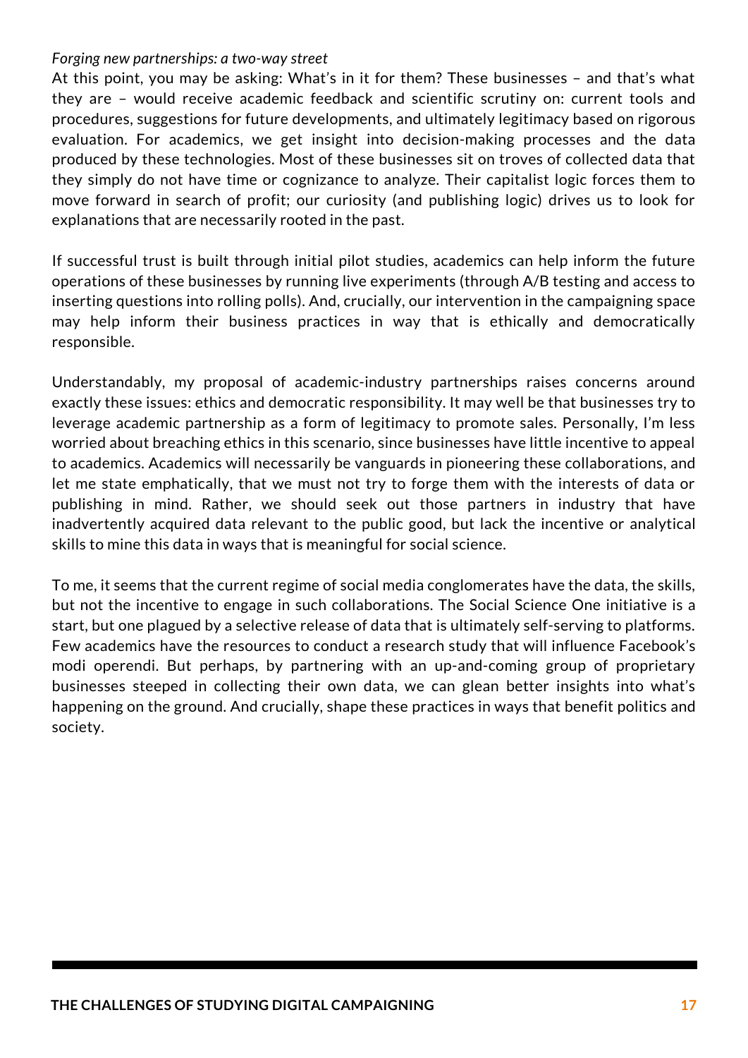*Forging new partnerships: a two-way street*

At this point, you may be asking: What's in it for them? These businesses – and that's what they are – would receive academic feedback and scientific scrutiny on: current tools and procedures, suggestions for future developments, and ultimately legitimacy based on rigorous evaluation. For academics, we get insight into decision-making processes and the data produced by these technologies. Most of these businesses sit on troves of collected data that they simply do not have time or cognizance to analyze. Their capitalist logic forces them to move forward in search of profit; our curiosity (and publishing logic) drives us to look for explanations that are necessarily rooted in the past.

If successful trust is built through initial pilot studies, academics can help inform the future operations of these businesses by running live experiments (through A/B testing and access to inserting questions into rolling polls). And, crucially, our intervention in the campaigning space may help inform their business practices in way that is ethically and democratically responsible.

Understandably, my proposal of academic-industry partnerships raises concerns around exactly these issues: ethics and democratic responsibility. It may well be that businesses try to leverage academic partnership as a form of legitimacy to promote sales. Personally, I'm less worried about breaching ethics in this scenario, since businesses have little incentive to appeal to academics. Academics will necessarily be vanguards in pioneering these collaborations, and let me state emphatically, that we must not try to forge them with the interests of data or publishing in mind. Rather, we should seek out those partners in industry that have inadvertently acquired data relevant to the public good, but lack the incentive or analytical skills to mine this data in ways that is meaningful for social science.

To me, it seems that the current regime of social media conglomerates have the data, the skills, but not the incentive to engage in such collaborations. The Social Science One initiative is a start, but one plagued by a selective release of data that is ultimately self-serving to platforms. Few academics have the resources to conduct a research study that will influence Facebook's modi operendi. But perhaps, by partnering with an up-and-coming group of proprietary businesses steeped in collecting their own data, we can glean better insights into what's happening on the ground. And crucially, shape these practices in ways that benefit politics and society.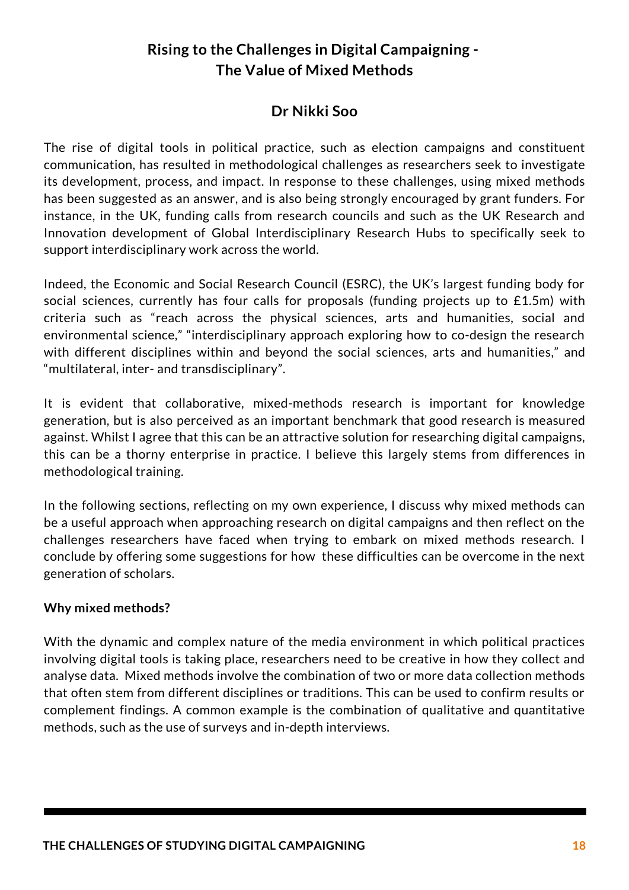# Rising to the Challenges in Digital Campaigning - The Value of Mixed Methods

## Dr Nikki Soo

The rise of digital tools in political practice, such as election campaigns and constituent communication, has resulted in methodological challenges as researchers seek to investigate its development, process, and impact. In response to these challenges, using mixed methods has been suggested as an answer, and is also being strongly encouraged by grant funders. For instance, in the UK, funding calls from research councils and such as the UK Research and Innovation development of Global Interdisciplinary Research Hubs to specifically seek to support interdisciplinary work across the world.

Indeed, the Economic and Social Research Council (ESRC), the UK's largest funding body for social sciences, currently has four calls for proposals (funding projects up to £1.5m) with criteria such as "reach across the physical sciences, arts and humanities, social and environmental science," "interdisciplinary approach exploring how to co-design the research with different disciplines within and beyond the social sciences, arts and humanities," and "multilateral, inter- and transdisciplinary".

It is evident that collaborative, mixed-methods research is important for knowledge generation, but is also perceived as an important benchmark that good research is measured against. Whilst I agree that this can be an attractive solution for researching digital campaigns, this can be a thorny enterprise in practice. I believe this largely stems from differences in methodological training.

In the following sections, reflecting on my own experience, I discuss why mixed methods can be a useful approach when approaching research on digital campaigns and then reflect on the challenges researchers have faced when trying to embark on mixed methods research. I conclude by offering some suggestions for how these difficulties can be overcome in the next generation of scholars.

**Why mixed methods?**

With the dynamic and complex nature of the media environment in which political practices involving digital tools is taking place, researchers need to be creative in how they collect and analyse data. Mixed methods involve the combination of two or more data collection methods that often stem from different disciplines or traditions. This can be used to confirm results or complement findings. A common example is the combination of qualitative and quantitative methods, such as the use of surveys and in-depth interviews.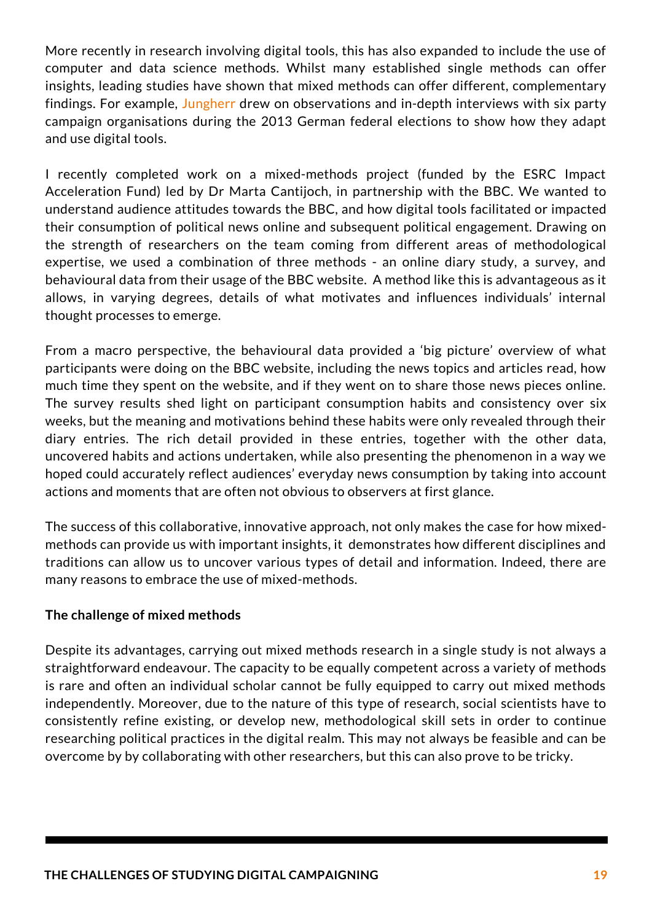More recently in research involving digital tools, this has also expanded to include the use of computer and data science methods. Whilst many established single methods can offer insights, leading studies have shown that mixed methods can offer different, complementary findings. For example, Jungherr drew on observations and in-depth interviews with six party campaign organisations during the 2013 German federal elections to show how they adapt and use digital tools.

I recently completed work on a mixed-methods project (funded by the ESRC Impact Acceleration Fund) led by Dr Marta Cantijoch, in partnership with the BBC. We wanted to understand audience attitudes towards the BBC, and how digital tools facilitated or impacted their consumption of political news online and subsequent political engagement. Drawing on the strength of researchers on the team coming from different areas of methodological expertise, we used a combination of three methods - an online diary study, a survey, and behavioural data from their usage of the BBC website. A method like this is advantageous as it allows, in varying degrees, details of what motivates and influences individuals' internal thought processes to emerge.

From a macro perspective, the behavioural data provided a 'big picture' overview of what participants were doing on the BBC website, including the news topics and articles read, how much time they spent on the website, and if they went on to share those news pieces online. The survey results shed light on participant consumption habits and consistency over six weeks, but the meaning and motivations behind these habits were only revealed through their diary entries. The rich detail provided in these entries, together with the other data, uncovered habits and actions undertaken, while also presenting the phenomenon in a way we hoped could accurately reflect audiences' everyday news consumption by taking into account actions and moments that are often not obvious to observers at first glance.

The success of this collaborative, innovative approach, not only makes the case for how mixed-methods can provide us with important insights, it demonstrates how different disciplines and traditions can allow us to uncover various types of detail and information. Indeed, there are many reasons to embrace the use of mixed-methods.

**The challenge of mixed methods**

Despite its advantages, carrying out mixed methods research in a single study is not always a straightforward endeavour. The capacity to be equally competent across a variety of methods is rare and often an individual scholar cannot be fully equipped to carry out mixed methods independently. Moreover, due to the nature of this type of research, social scientists have to consistently refine existing, or develop new, methodological skill sets in order to continue researching political practices in the digital realm. This may not always be feasible and can be overcome by by collaborating with other researchers, but this can also prove to be tricky.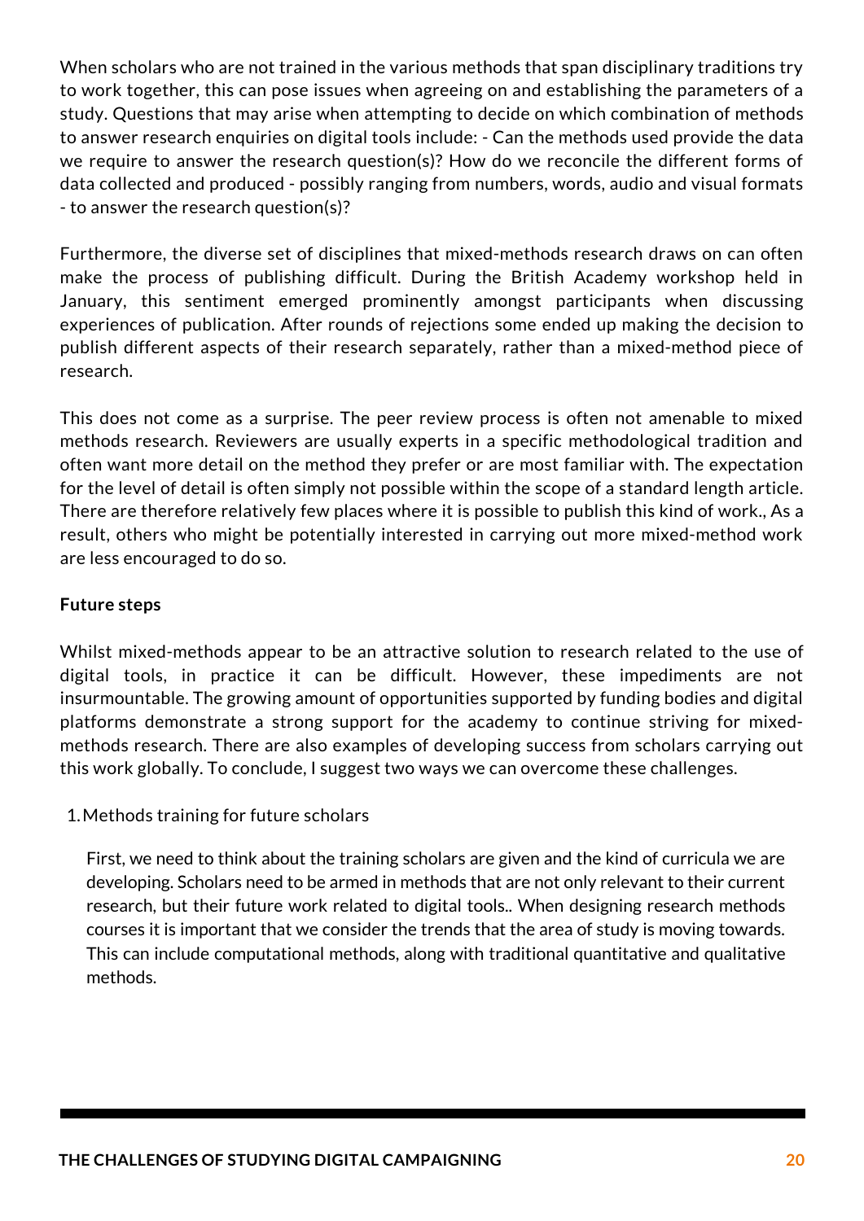When scholars who are not trained in the various methods that span disciplinary traditions try to work together, this can pose issues when agreeing on and establishing the parameters of a study. Questions that may arise when attempting to decide on which combination of methods to answer research enquiries on digital tools include: - Can the methods used provide the data we require to answer the research question(s)? How do we reconcile the different forms of data collected and produced - possibly ranging from numbers, words, audio and visual formats - to answer the research question(s)?

Furthermore, the diverse set of disciplines that mixed-methods research draws on can often make the process of publishing difficult. During the British Academy workshop held in January, this sentiment emerged prominently amongst participants when discussing experiences of publication. After rounds of rejections some ended up making the decision to publish different aspects of their research separately, rather than a mixed-method piece of research.

This does not come as a surprise. The peer review process is often not amenable to mixed methods research. Reviewers are usually experts in a specific methodological tradition and often want more detail on the method they prefer or are most familiar with. The expectation for the level of detail is often simply not possible within the scope of a standard length article. There are therefore relatively few places where it is possible to publish this kind of work., As a result, others who might be potentially interested in carrying out more mixed-method work are less encouraged to do so.

**Future steps**

Whilst mixed-methods appear to be an attractive solution to research related to the use of digital tools, in practice it can be difficult. However, these impediments are not insurmountable. The growing amount of opportunities supported by funding bodies and digital platforms demonstrate a strong support for the academy to continue striving for mixed-methods research. There are also examples of developing success from scholars carrying out this work globally. To conclude, I suggest two ways we can overcome these challenges.

1. Methods training for future scholars

   First, we need to think about the training scholars are given and the kind of curricula we are developing. Scholars need to be armed in methods that are not only relevant to their current research, but their future work related to digital tools.. When designing research methods courses it is important that we consider the trends that the area of study is moving towards. This can include computational methods, along with traditional quantitative and qualitative methods.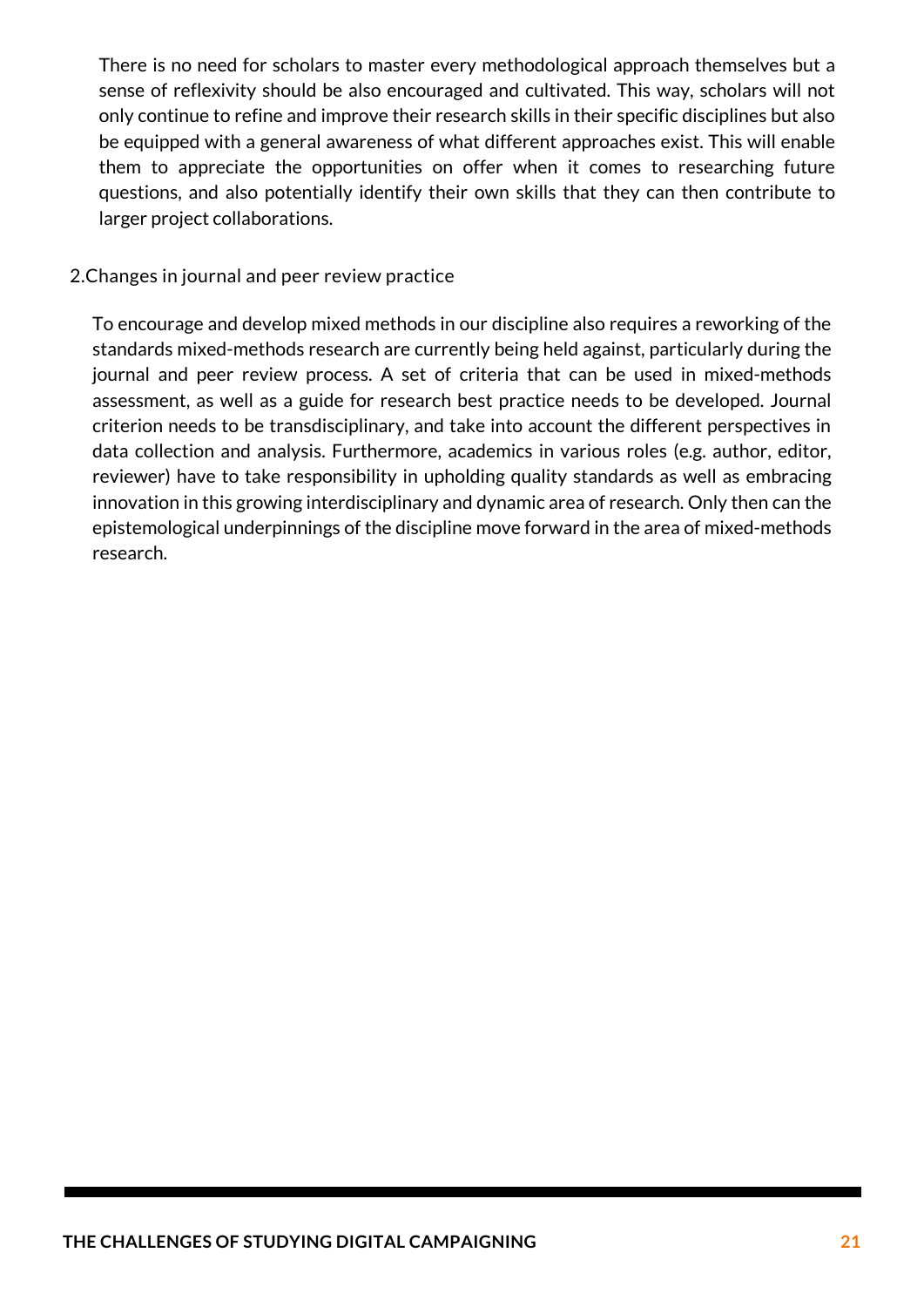There is no need for scholars to master every methodological approach themselves but a sense of reflexivity should be also encouraged and cultivated. This way, scholars will not only continue to refine and improve their research skills in their specific disciplines but also be equipped with a general awareness of what different approaches exist. This will enable them to appreciate the opportunities on offer when it comes to researching future questions, and also potentially identify their own skills that they can then contribute to larger project collaborations.

2.Changes in journal and peer review practice

To encourage and develop mixed methods in our discipline also requires a reworking of the standards mixed-methods research are currently being held against, particularly during the journal and peer review process. A set of criteria that can be used in mixed-methods assessment, as well as a guide for research best practice needs to be developed. Journal criterion needs to be transdisciplinary, and take into account the different perspectives in data collection and analysis. Furthermore, academics in various roles (e.g. author, editor, reviewer) have to take responsibility in upholding quality standards as well as embracing innovation in this growing interdisciplinary and dynamic area of research. Only then can the epistemological underpinnings of the discipline move forward in the area of mixed-methods research.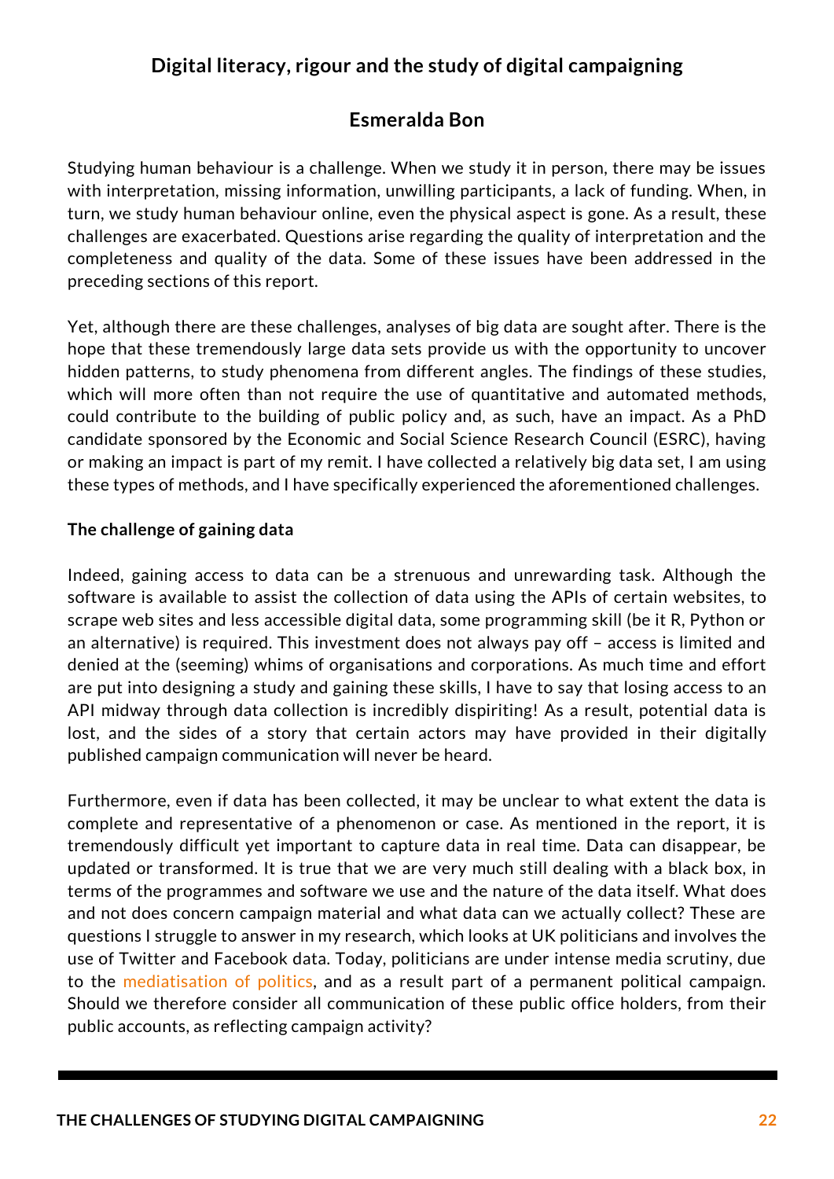## Digital literacy, rigour and the study of digital campaigning

### Esmeralda Bon

Studying human behaviour is a challenge. When we study it in person, there may be issues with interpretation, missing information, unwilling participants, a lack of funding. When, in turn, we study human behaviour online, even the physical aspect is gone. As a result, these challenges are exacerbated. Questions arise regarding the quality of interpretation and the completeness and quality of the data. Some of these issues have been addressed in the preceding sections of this report.

Yet, although there are these challenges, analyses of big data are sought after. There is the hope that these tremendously large data sets provide us with the opportunity to uncover hidden patterns, to study phenomena from different angles. The findings of these studies, which will more often than not require the use of quantitative and automated methods, could contribute to the building of public policy and, as such, have an impact. As a PhD candidate sponsored by the Economic and Social Science Research Council (ESRC), having or making an impact is part of my remit. I have collected a relatively big data set, I am using these types of methods, and I have specifically experienced the aforementioned challenges.

**The challenge of gaining data**

Indeed, gaining access to data can be a strenuous and unrewarding task. Although the software is available to assist the collection of data using the APIs of certain websites, to scrape web sites and less accessible digital data, some programming skill (be it R, Python or an alternative) is required. This investment does not always pay off – access is limited and denied at the (seeming) whims of organisations and corporations. As much time and effort are put into designing a study and gaining these skills, I have to say that losing access to an API midway through data collection is incredibly dispiriting! As a result, potential data is lost, and the sides of a story that certain actors may have provided in their digitally published campaign communication will never be heard.

Furthermore, even if data has been collected, it may be unclear to what extent the data is complete and representative of a phenomenon or case. As mentioned in the report, it is tremendously difficult yet important to capture data in real time. Data can disappear, be updated or transformed. It is true that we are very much still dealing with a black box, in terms of the programmes and software we use and the nature of the data itself. What does and not does concern campaign material and what data can we actually collect? These are questions I struggle to answer in my research, which looks at UK politicians and involves the use of Twitter and Facebook data. Today, politicians are under intense media scrutiny, due to the mediatisation of politics, and as a result part of a permanent political campaign. Should we therefore consider all communication of these public office holders, from their public accounts, as reflecting campaign activity?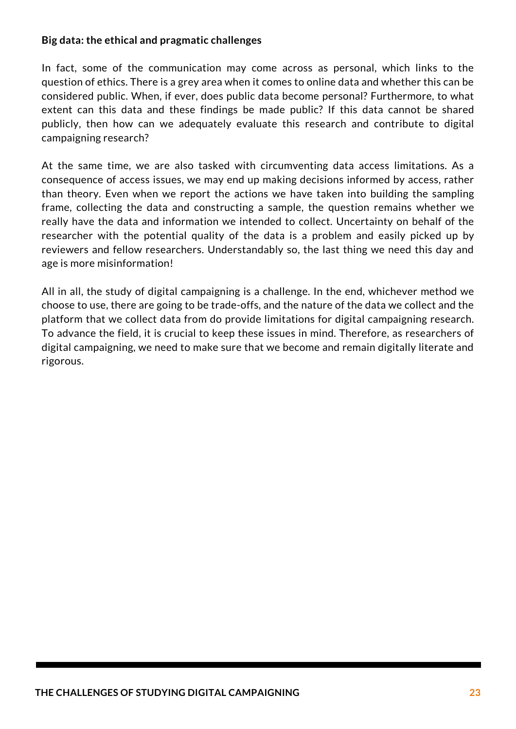**Big data: the ethical and pragmatic challenges**

In fact, some of the communication may come across as personal, which links to the question of ethics. There is a grey area when it comes to online data and whether this can be considered public. When, if ever, does public data become personal? Furthermore, to what extent can this data and these findings be made public? If this data cannot be shared publicly, then how can we adequately evaluate this research and contribute to digital campaigning research?

At the same time, we are also tasked with circumventing data access limitations. As a consequence of access issues, we may end up making decisions informed by access, rather than theory. Even when we report the actions we have taken into building the sampling frame, collecting the data and constructing a sample, the question remains whether we really have the data and information we intended to collect. Uncertainty on behalf of the researcher with the potential quality of the data is a problem and easily picked up by reviewers and fellow researchers. Understandably so, the last thing we need this day and age is more misinformation!

All in all, the study of digital campaigning is a challenge. In the end, whichever method we choose to use, there are going to be trade-offs, and the nature of the data we collect and the platform that we collect data from do provide limitations for digital campaigning research. To advance the field, it is crucial to keep these issues in mind. Therefore, as researchers of digital campaigning, we need to make sure that we become and remain digitally literate and rigorous.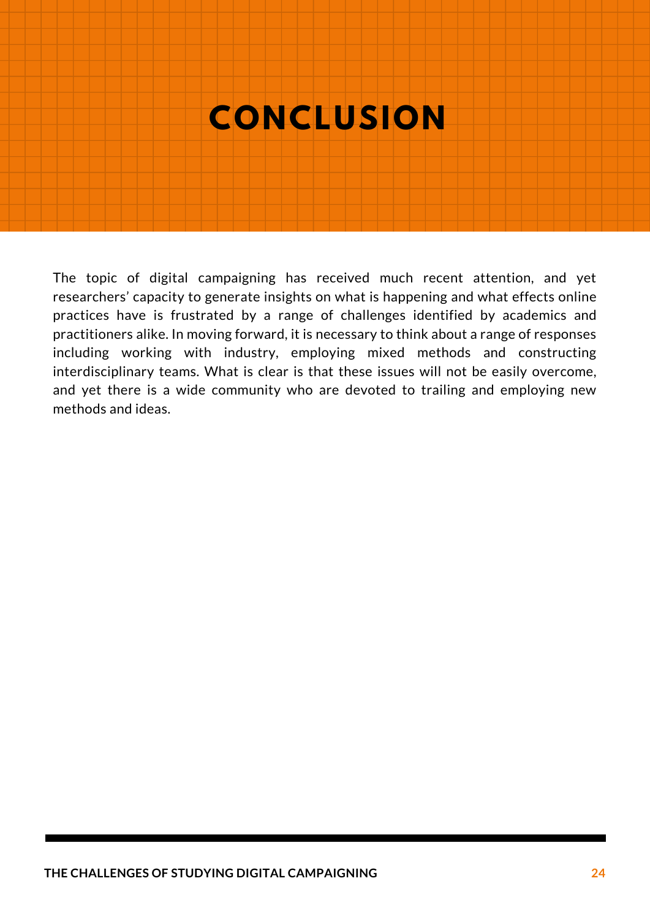# CONCLUSION

The topic of digital campaigning has received much recent attention, and yet researchers' capacity to generate insights on what is happening and what effects online practices have is frustrated by a range of challenges identified by academics and practitioners alike. In moving forward, it is necessary to think about a range of responses including working with industry, employing mixed methods and constructing interdisciplinary teams. What is clear is that these issues will not be easily overcome, and yet there is a wide community who are devoted to trailing and employing new methods and ideas.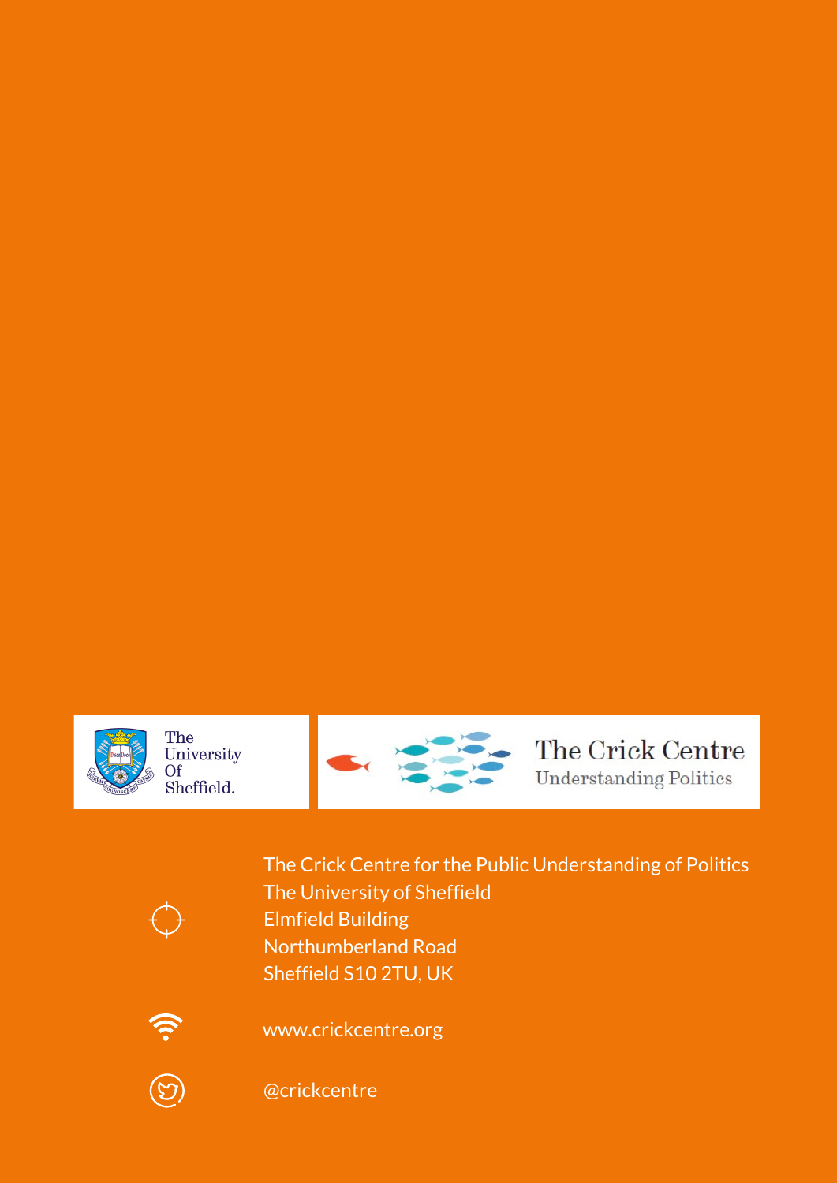The Crick Centre for the Public Understanding of Politics
The University of Sheffield
Elmfield Building
Northumberland Road
Sheffield S10 2TU, UK

www.crickcentre.org

@crickcentre